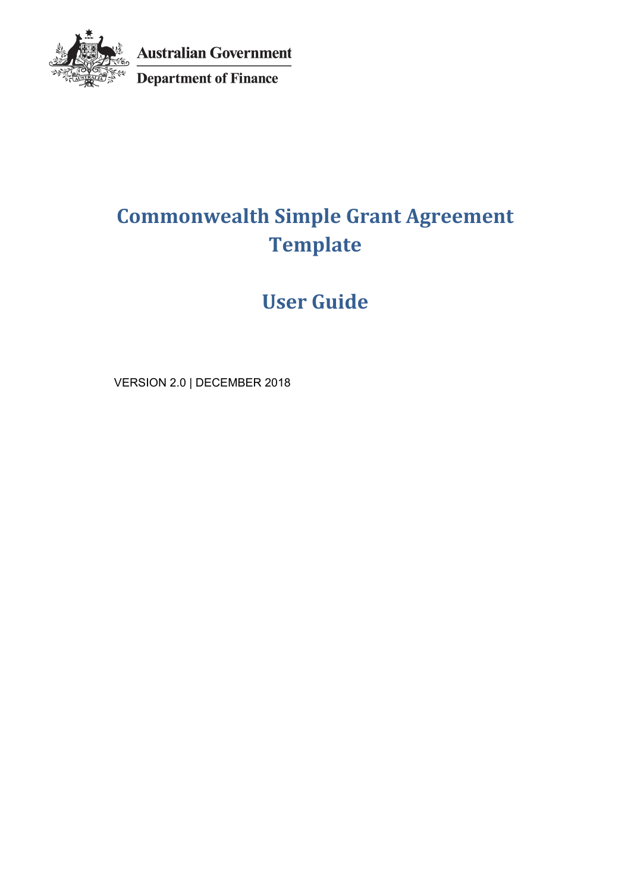Australian Government

Department of Finance

# Commonwealth Simple Grant Agreement Template

# User Guide

VERSION 2.0 | DECEMBER 2018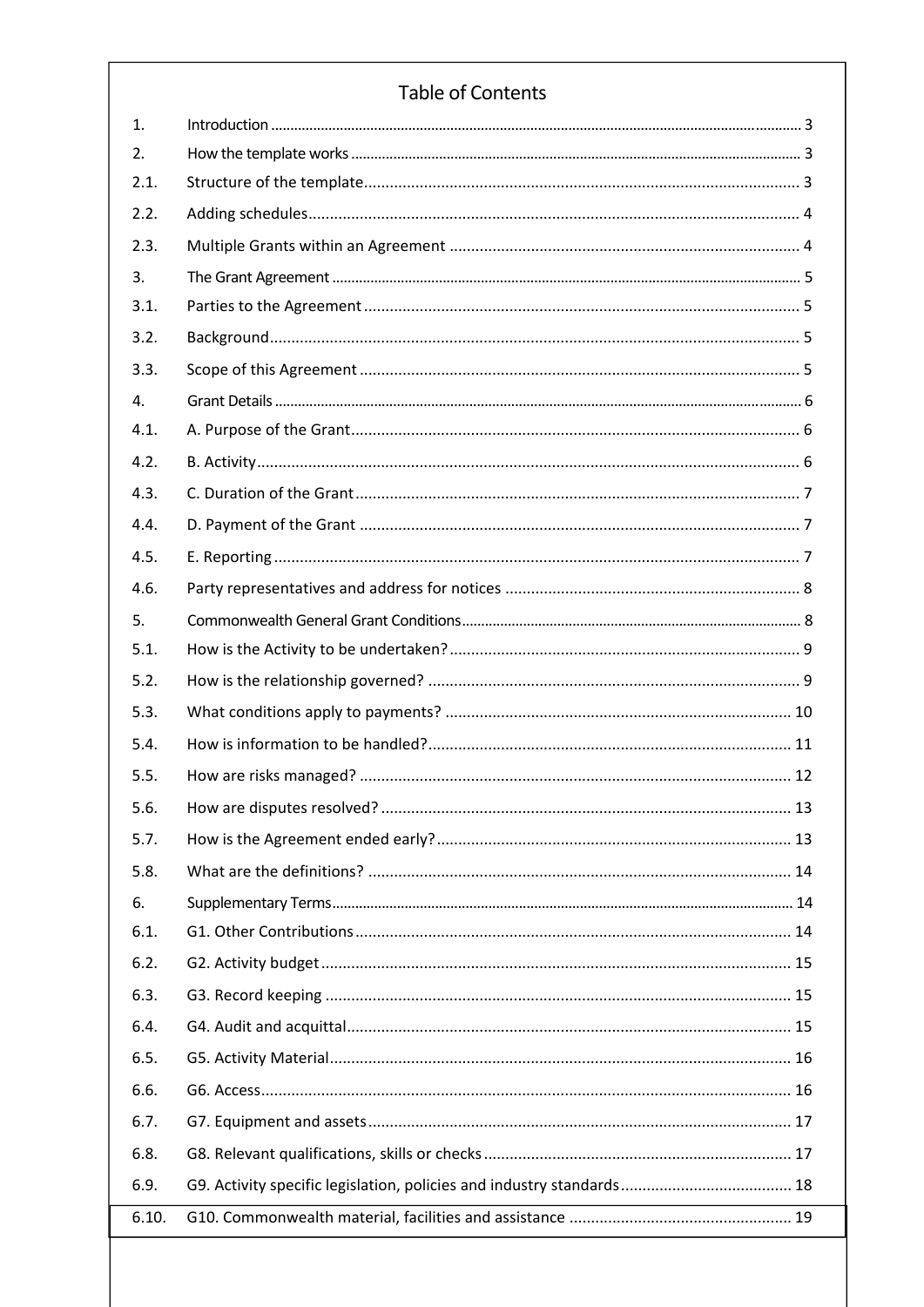# Table of Contents

| | | |
|---|---|---|
| 1. | Introduction | 3 |
| 2. | How the template works | 3 |
| 2.1. | Structure of the template | 3 |
| 2.2. | Adding schedules | 4 |
| 2.3. | Multiple Grants within an Agreement | 4 |
| 3. | The Grant Agreement | 5 |
| 3.1. | Parties to the Agreement | 5 |
| 3.2. | Background | 5 |
| 3.3. | Scope of this Agreement | 5 |
| 4. | Grant Details | 6 |
| 4.1. | A. Purpose of the Grant | 6 |
| 4.2. | B. Activity | 6 |
| 4.3. | C. Duration of the Grant | 7 |
| 4.4. | D. Payment of the Grant | 7 |
| 4.5. | E. Reporting | 7 |
| 4.6. | Party representatives and address for notices | 8 |
| 5. | Commonwealth General Grant Conditions | 8 |
| 5.1. | How is the Activity to be undertaken? | 9 |
| 5.2. | How is the relationship governed? | 9 |
| 5.3. | What conditions apply to payments? | 10 |
| 5.4. | How is information to be handled? | 11 |
| 5.5. | How are risks managed? | 12 |
| 5.6. | How are disputes resolved? | 13 |
| 5.7. | How is the Agreement ended early? | 13 |
| 5.8. | What are the definitions? | 14 |
| 6. | Supplementary Terms | 14 |
| 6.1. | G1. Other Contributions | 14 |
| 6.2. | G2. Activity budget | 15 |
| 6.3. | G3. Record keeping | 15 |
| 6.4. | G4. Audit and acquittal | 15 |
| 6.5. | G5. Activity Material | 16 |
| 6.6. | G6. Access | 16 |
| 6.7. | G7. Equipment and assets | 17 |
| 6.8. | G8. Relevant qualifications, skills or checks | 17 |
| 6.9. | G9. Activity specific legislation, policies and industry standards | 18 |
| 6.10. | G10. Commonwealth material, facilities and assistance | 19 |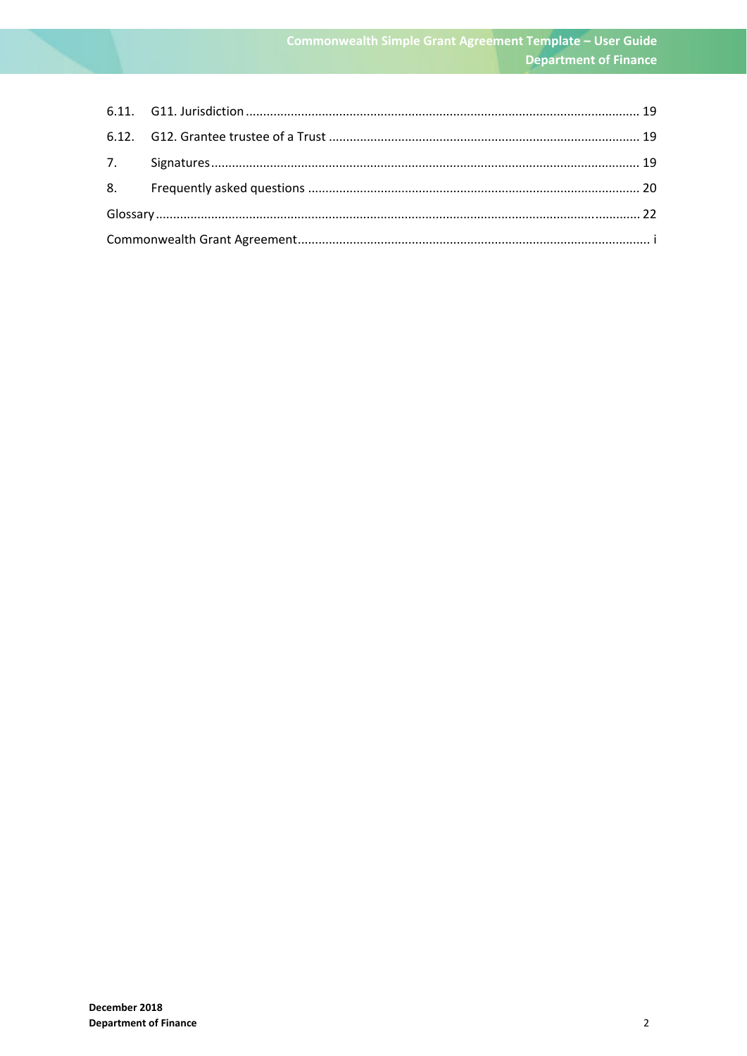6.11. G11. Jurisdiction ................................................................................................................ 19

6.12. G12. Grantee trustee of a Trust ........................................................................................ 19

7. Signatures .......................................................................................................................... 19

8. Frequently asked questions .............................................................................................. 20

Glossary ........................................................................................................................................... 22

Commonwealth Grant Agreement ..................................................................................................... i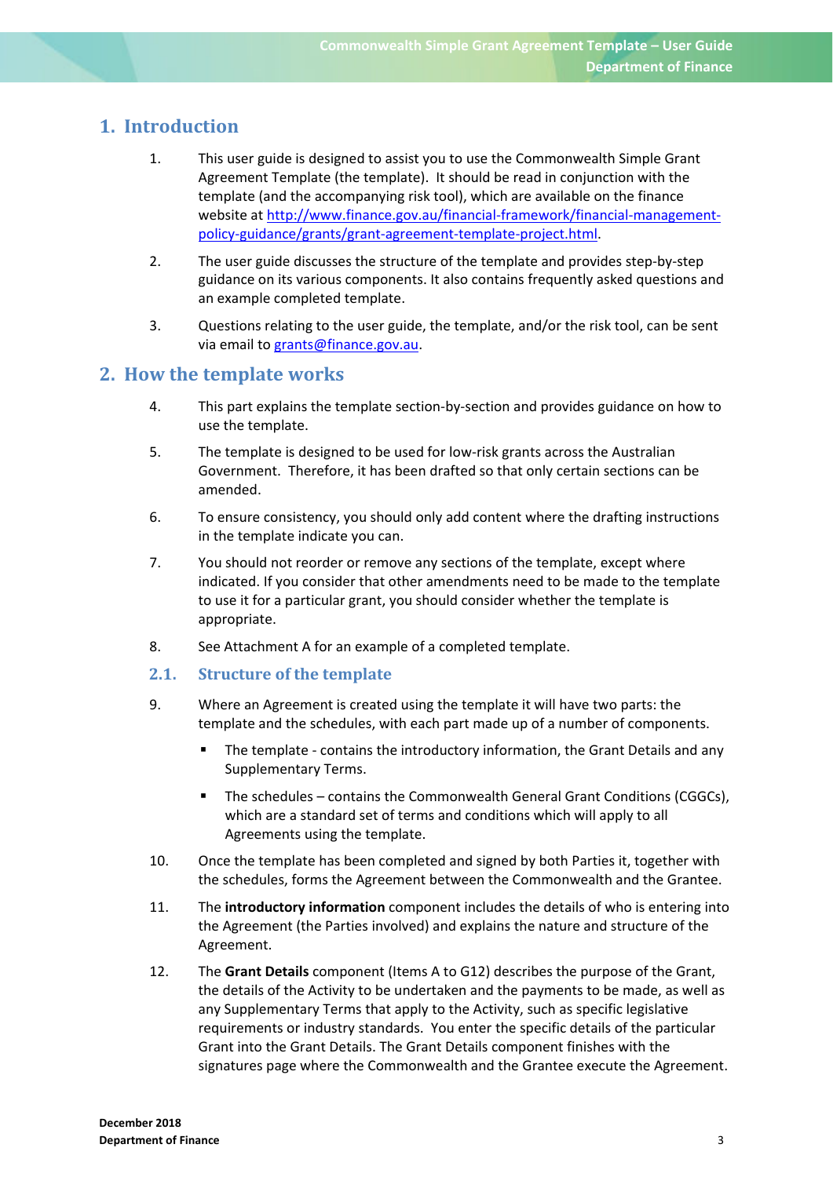# 1. Introduction

1. This user guide is designed to assist you to use the Commonwealth Simple Grant Agreement Template (the template). It should be read in conjunction with the template (and the accompanying risk tool), which are available on the finance website at [http://www.finance.gov.au/financial-framework/financial-management-policy-guidance/grants/grant-agreement-template-project.html](http://www.finance.gov.au/financial-framework/financial-management-policy-guidance/grants/grant-agreement-template-project.html).

2. The user guide discusses the structure of the template and provides step-by-step guidance on its various components. It also contains frequently asked questions and an example completed template.

3. Questions relating to the user guide, the template, and/or the risk tool, can be sent via email to [grants@finance.gov.au](mailto:grants@finance.gov.au).

# 2. How the template works

4. This part explains the template section-by-section and provides guidance on how to use the template.

5. The template is designed to be used for low-risk grants across the Australian Government. Therefore, it has been drafted so that only certain sections can be amended.

6. To ensure consistency, you should only add content where the drafting instructions in the template indicate you can.

7. You should not reorder or remove any sections of the template, except where indicated. If you consider that other amendments need to be made to the template to use it for a particular grant, you should consider whether the template is appropriate.

8. See Attachment A for an example of a completed template.

## 2.1. Structure of the template

9. Where an Agreement is created using the template it will have two parts: the template and the schedules, with each part made up of a number of components.

   - The template - contains the introductory information, the Grant Details and any Supplementary Terms.
   - The schedules – contains the Commonwealth General Grant Conditions (CGGCs), which are a standard set of terms and conditions which will apply to all Agreements using the template.

10. Once the template has been completed and signed by both Parties it, together with the schedules, forms the Agreement between the Commonwealth and the Grantee.

11. The **introductory information** component includes the details of who is entering into the Agreement (the Parties involved) and explains the nature and structure of the Agreement.

12. The **Grant Details** component (Items A to G12) describes the purpose of the Grant, the details of the Activity to be undertaken and the payments to be made, as well as any Supplementary Terms that apply to the Activity, such as specific legislative requirements or industry standards. You enter the specific details of the particular Grant into the Grant Details. The Grant Details component finishes with the signatures page where the Commonwealth and the Grantee execute the Agreement.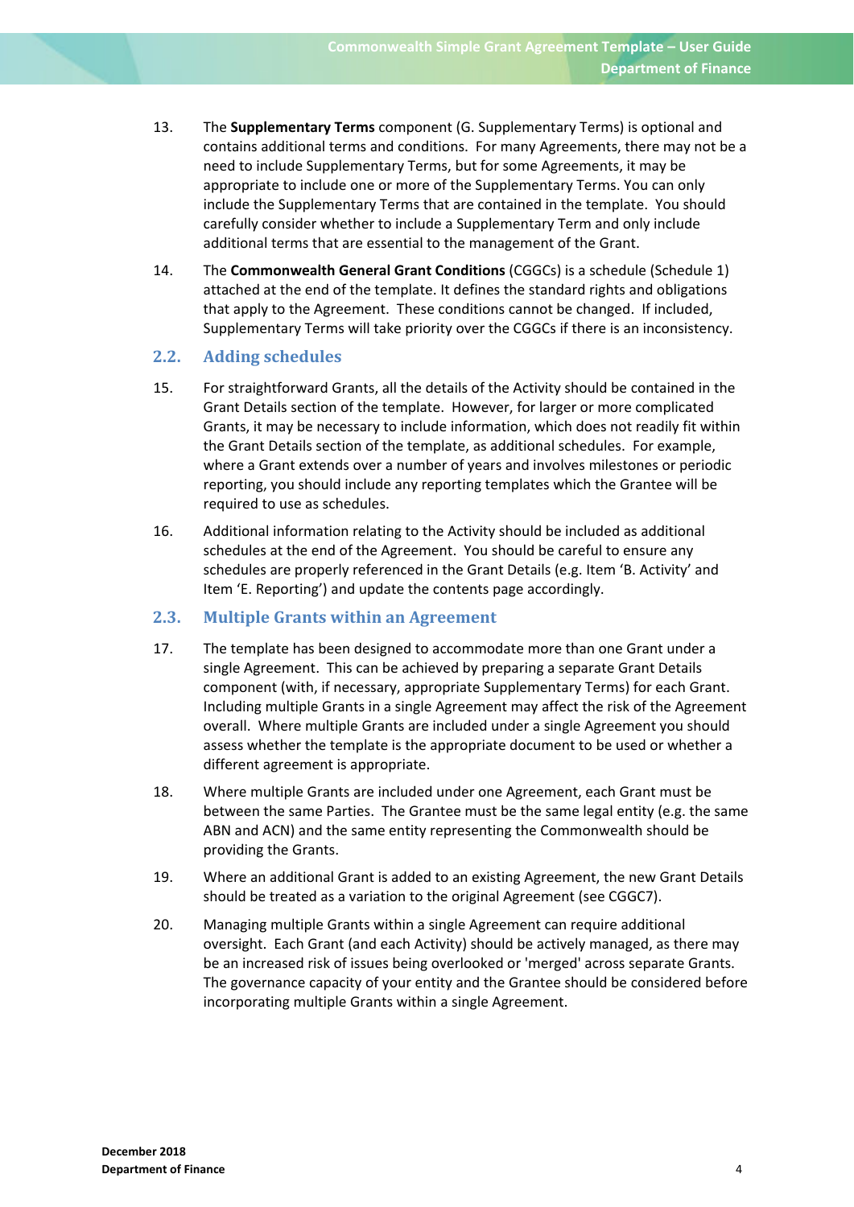13. The **Supplementary Terms** component (G. Supplementary Terms) is optional and contains additional terms and conditions. For many Agreements, there may not be a need to include Supplementary Terms, but for some Agreements, it may be appropriate to include one or more of the Supplementary Terms. You can only include the Supplementary Terms that are contained in the template. You should carefully consider whether to include a Supplementary Term and only include additional terms that are essential to the management of the Grant.

14. The **Commonwealth General Grant Conditions** (CGGCs) is a schedule (Schedule 1) attached at the end of the template. It defines the standard rights and obligations that apply to the Agreement. These conditions cannot be changed. If included, Supplementary Terms will take priority over the CGGCs if there is an inconsistency.

## 2.2. Adding schedules

15. For straightforward Grants, all the details of the Activity should be contained in the Grant Details section of the template. However, for larger or more complicated Grants, it may be necessary to include information, which does not readily fit within the Grant Details section of the template, as additional schedules. For example, where a Grant extends over a number of years and involves milestones or periodic reporting, you should include any reporting templates which the Grantee will be required to use as schedules.

16. Additional information relating to the Activity should be included as additional schedules at the end of the Agreement. You should be careful to ensure any schedules are properly referenced in the Grant Details (e.g. Item 'B. Activity' and Item 'E. Reporting') and update the contents page accordingly.

## 2.3. Multiple Grants within an Agreement

17. The template has been designed to accommodate more than one Grant under a single Agreement. This can be achieved by preparing a separate Grant Details component (with, if necessary, appropriate Supplementary Terms) for each Grant. Including multiple Grants in a single Agreement may affect the risk of the Agreement overall. Where multiple Grants are included under a single Agreement you should assess whether the template is the appropriate document to be used or whether a different agreement is appropriate.

18. Where multiple Grants are included under one Agreement, each Grant must be between the same Parties. The Grantee must be the same legal entity (e.g. the same ABN and ACN) and the same entity representing the Commonwealth should be providing the Grants.

19. Where an additional Grant is added to an existing Agreement, the new Grant Details should be treated as a variation to the original Agreement (see CGGC7).

20. Managing multiple Grants within a single Agreement can require additional oversight. Each Grant (and each Activity) should be actively managed, as there may be an increased risk of issues being overlooked or 'merged' across separate Grants. The governance capacity of your entity and the Grantee should be considered before incorporating multiple Grants within a single Agreement.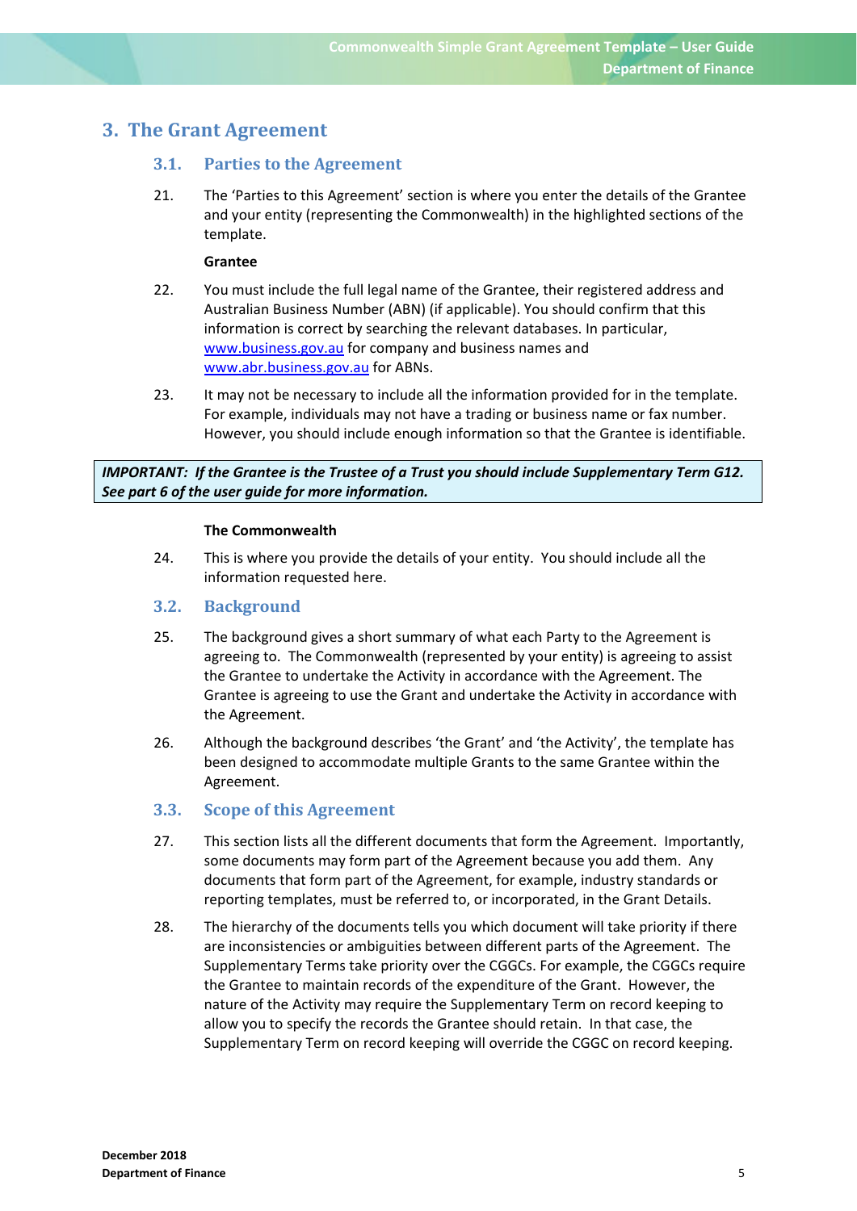# 3. The Grant Agreement

## 3.1. Parties to the Agreement

21. The 'Parties to this Agreement' section is where you enter the details of the Grantee and your entity (representing the Commonwealth) in the highlighted sections of the template.

**Grantee**

22. You must include the full legal name of the Grantee, their registered address and Australian Business Number (ABN) (if applicable). You should confirm that this information is correct by searching the relevant databases. In particular, [www.business.gov.au](http://www.business.gov.au) for company and business names and [www.abr.business.gov.au](http://www.abr.business.gov.au) for ABNs.

23. It may not be necessary to include all the information provided for in the template. For example, individuals may not have a trading or business name or fax number. However, you should include enough information so that the Grantee is identifiable.

> ***IMPORTANT: If the Grantee is the Trustee of a Trust you should include Supplementary Term G12. See part 6 of the user guide for more information.***

**The Commonwealth**

24. This is where you provide the details of your entity. You should include all the information requested here.

## 3.2. Background

25. The background gives a short summary of what each Party to the Agreement is agreeing to. The Commonwealth (represented by your entity) is agreeing to assist the Grantee to undertake the Activity in accordance with the Agreement. The Grantee is agreeing to use the Grant and undertake the Activity in accordance with the Agreement.

26. Although the background describes 'the Grant' and 'the Activity', the template has been designed to accommodate multiple Grants to the same Grantee within the Agreement.

## 3.3. Scope of this Agreement

27. This section lists all the different documents that form the Agreement. Importantly, some documents may form part of the Agreement because you add them. Any documents that form part of the Agreement, for example, industry standards or reporting templates, must be referred to, or incorporated, in the Grant Details.

28. The hierarchy of the documents tells you which document will take priority if there are inconsistencies or ambiguities between different parts of the Agreement. The Supplementary Terms take priority over the CGGCs. For example, the CGGCs require the Grantee to maintain records of the expenditure of the Grant. However, the nature of the Activity may require the Supplementary Term on record keeping to allow you to specify the records the Grantee should retain. In that case, the Supplementary Term on record keeping will override the CGGC on record keeping.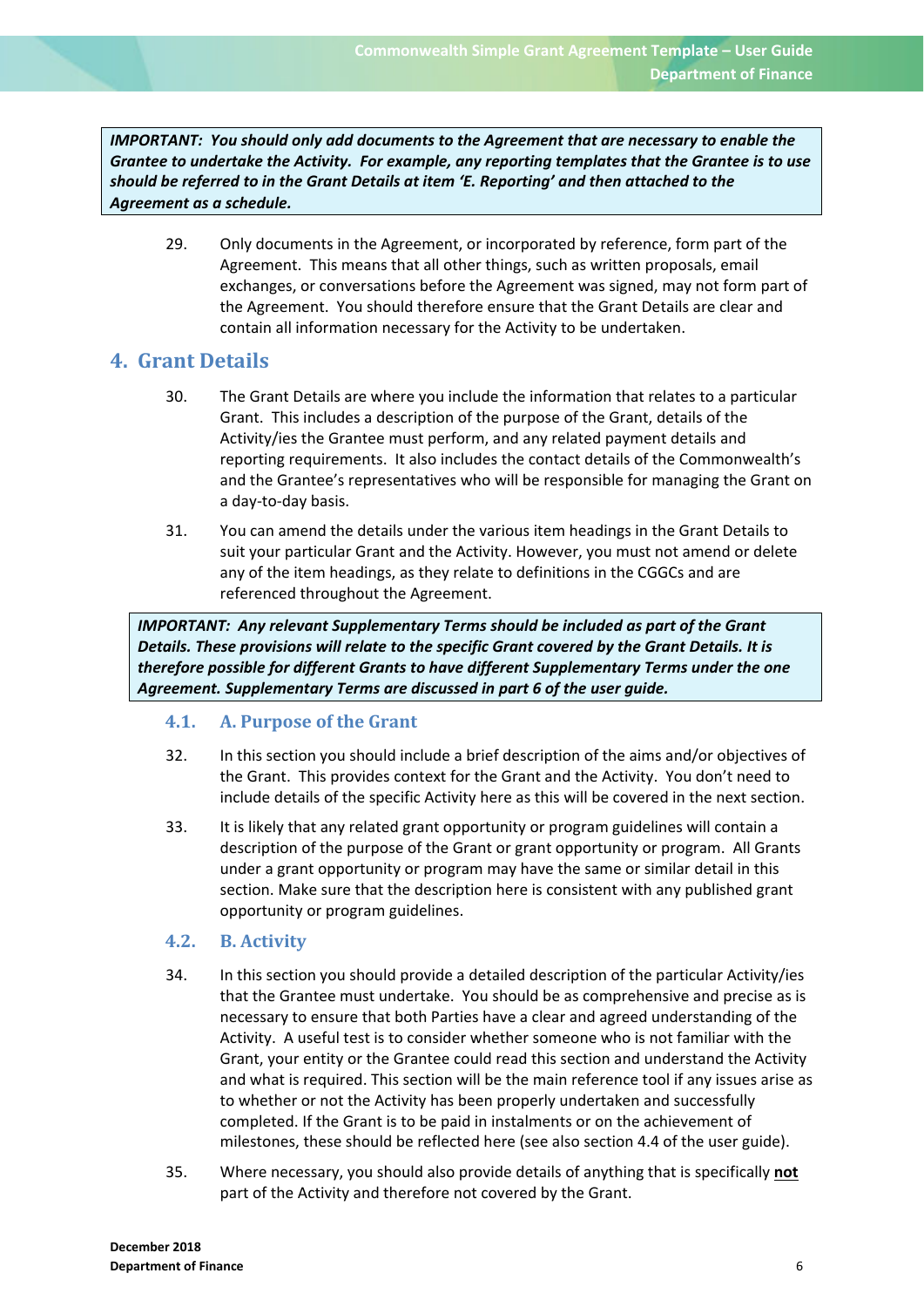> ***IMPORTANT: You should only add documents to the Agreement that are necessary to enable the Grantee to undertake the Activity. For example, any reporting templates that the Grantee is to use should be referred to in the Grant Details at item 'E. Reporting' and then attached to the Agreement as a schedule.***

29. Only documents in the Agreement, or incorporated by reference, form part of the Agreement. This means that all other things, such as written proposals, email exchanges, or conversations before the Agreement was signed, may not form part of the Agreement. You should therefore ensure that the Grant Details are clear and contain all information necessary for the Activity to be undertaken.

## 4. Grant Details

30. The Grant Details are where you include the information that relates to a particular Grant. This includes a description of the purpose of the Grant, details of the Activity/ies the Grantee must perform, and any related payment details and reporting requirements. It also includes the contact details of the Commonwealth's and the Grantee's representatives who will be responsible for managing the Grant on a day-to-day basis.

31. You can amend the details under the various item headings in the Grant Details to suit your particular Grant and the Activity. However, you must not amend or delete any of the item headings, as they relate to definitions in the CGGCs and are referenced throughout the Agreement.

> ***IMPORTANT: Any relevant Supplementary Terms should be included as part of the Grant Details. These provisions will relate to the specific Grant covered by the Grant Details. It is therefore possible for different Grants to have different Supplementary Terms under the one Agreement. Supplementary Terms are discussed in part 6 of the user guide.***

### 4.1. A. Purpose of the Grant

32. In this section you should include a brief description of the aims and/or objectives of the Grant. This provides context for the Grant and the Activity. You don't need to include details of the specific Activity here as this will be covered in the next section.

33. It is likely that any related grant opportunity or program guidelines will contain a description of the purpose of the Grant or grant opportunity or program. All Grants under a grant opportunity or program may have the same or similar detail in this section. Make sure that the description here is consistent with any published grant opportunity or program guidelines.

### 4.2. B. Activity

34. In this section you should provide a detailed description of the particular Activity/ies that the Grantee must undertake. You should be as comprehensive and precise as is necessary to ensure that both Parties have a clear and agreed understanding of the Activity. A useful test is to consider whether someone who is not familiar with the Grant, your entity or the Grantee could read this section and understand the Activity and what is required. This section will be the main reference tool if any issues arise as to whether or not the Activity has been properly undertaken and successfully completed. If the Grant is to be paid in instalments or on the achievement of milestones, these should be reflected here (see also section 4.4 of the user guide).

35. Where necessary, you should also provide details of anything that is specifically **not** part of the Activity and therefore not covered by the Grant.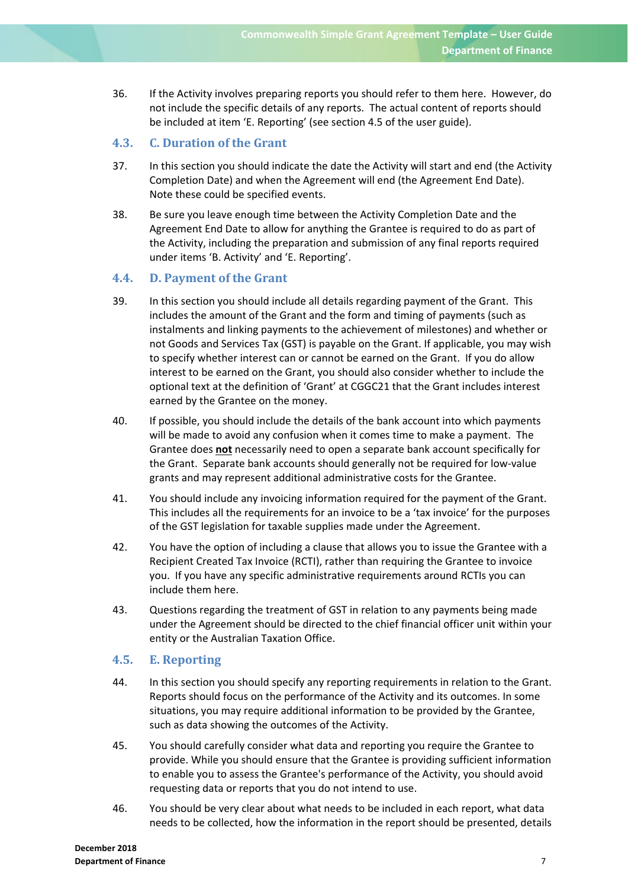36. If the Activity involves preparing reports you should refer to them here. However, do not include the specific details of any reports. The actual content of reports should be included at item 'E. Reporting' (see section 4.5 of the user guide).

### 4.3. C. Duration of the Grant

37. In this section you should indicate the date the Activity will start and end (the Activity Completion Date) and when the Agreement will end (the Agreement End Date). Note these could be specified events.

38. Be sure you leave enough time between the Activity Completion Date and the Agreement End Date to allow for anything the Grantee is required to do as part of the Activity, including the preparation and submission of any final reports required under items 'B. Activity' and 'E. Reporting'.

### 4.4. D. Payment of the Grant

39. In this section you should include all details regarding payment of the Grant. This includes the amount of the Grant and the form and timing of payments (such as instalments and linking payments to the achievement of milestones) and whether or not Goods and Services Tax (GST) is payable on the Grant. If applicable, you may wish to specify whether interest can or cannot be earned on the Grant. If you do allow interest to be earned on the Grant, you should also consider whether to include the optional text at the definition of 'Grant' at CGGC21 that the Grant includes interest earned by the Grantee on the money.

40. If possible, you should include the details of the bank account into which payments will be made to avoid any confusion when it comes time to make a payment. The Grantee does **not** necessarily need to open a separate bank account specifically for the Grant. Separate bank accounts should generally not be required for low-value grants and may represent additional administrative costs for the Grantee.

41. You should include any invoicing information required for the payment of the Grant. This includes all the requirements for an invoice to be a 'tax invoice' for the purposes of the GST legislation for taxable supplies made under the Agreement.

42. You have the option of including a clause that allows you to issue the Grantee with a Recipient Created Tax Invoice (RCTI), rather than requiring the Grantee to invoice you. If you have any specific administrative requirements around RCTIs you can include them here.

43. Questions regarding the treatment of GST in relation to any payments being made under the Agreement should be directed to the chief financial officer unit within your entity or the Australian Taxation Office.

### 4.5. E. Reporting

44. In this section you should specify any reporting requirements in relation to the Grant. Reports should focus on the performance of the Activity and its outcomes. In some situations, you may require additional information to be provided by the Grantee, such as data showing the outcomes of the Activity.

45. You should carefully consider what data and reporting you require the Grantee to provide. While you should ensure that the Grantee is providing sufficient information to enable you to assess the Grantee's performance of the Activity, you should avoid requesting data or reports that you do not intend to use.

46. You should be very clear about what needs to be included in each report, what data needs to be collected, how the information in the report should be presented, details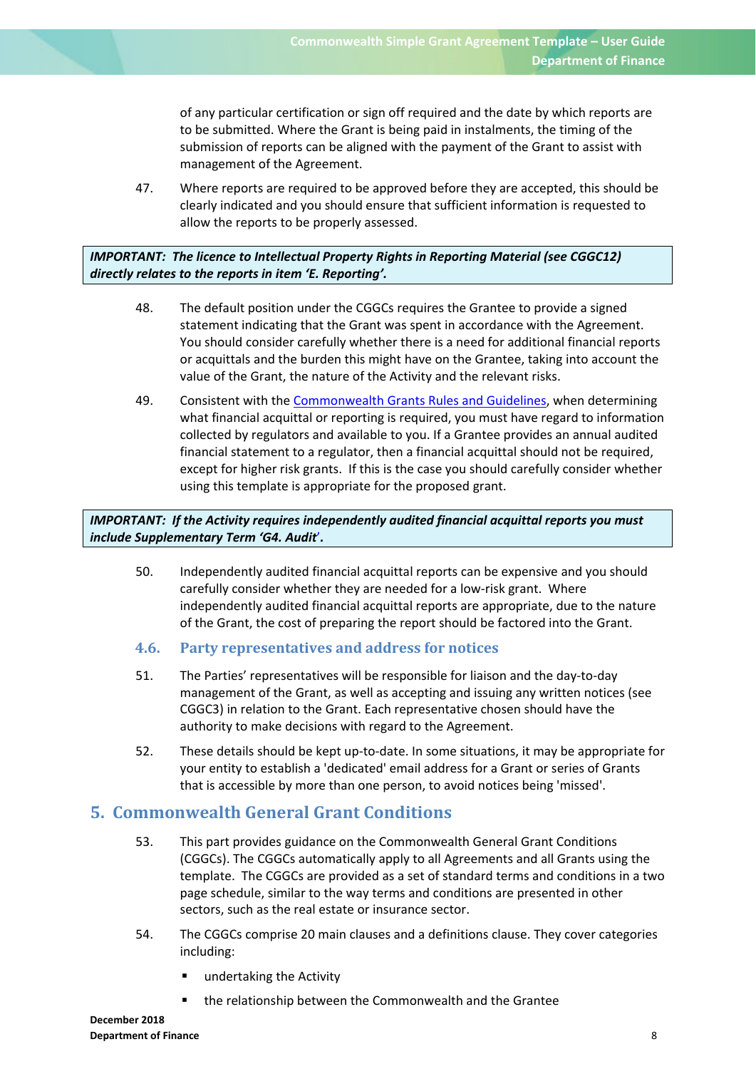of any particular certification or sign off required and the date by which reports are to be submitted. Where the Grant is being paid in instalments, the timing of the submission of reports can be aligned with the payment of the Grant to assist with management of the Agreement.

47. Where reports are required to be approved before they are accepted, this should be clearly indicated and you should ensure that sufficient information is requested to allow the reports to be properly assessed.

> ***IMPORTANT: The licence to Intellectual Property Rights in Reporting Material (see CGGC12) directly relates to the reports in item 'E. Reporting'.***

48. The default position under the CGGCs requires the Grantee to provide a signed statement indicating that the Grant was spent in accordance with the Agreement. You should consider carefully whether there is a need for additional financial reports or acquittals and the burden this might have on the Grantee, taking into account the value of the Grant, the nature of the Activity and the relevant risks.

49. Consistent with the [Commonwealth Grants Rules and Guidelines](), when determining what financial acquittal or reporting is required, you must have regard to information collected by regulators and available to you. If a Grantee provides an annual audited financial statement to a regulator, then a financial acquittal should not be required, except for higher risk grants. If this is the case you should carefully consider whether using this template is appropriate for the proposed grant.

> ***IMPORTANT: If the Activity requires independently audited financial acquittal reports you must include Supplementary Term 'G4. Audit'.***

50. Independently audited financial acquittal reports can be expensive and you should carefully consider whether they are needed for a low-risk grant. Where independently audited financial acquittal reports are appropriate, due to the nature of the Grant, the cost of preparing the report should be factored into the Grant.

### 4.6. Party representatives and address for notices

51. The Parties' representatives will be responsible for liaison and the day-to-day management of the Grant, as well as accepting and issuing any written notices (see CGGC3) in relation to the Grant. Each representative chosen should have the authority to make decisions with regard to the Agreement.

52. These details should be kept up-to-date. In some situations, it may be appropriate for your entity to establish a 'dedicated' email address for a Grant or series of Grants that is accessible by more than one person, to avoid notices being 'missed'.

## 5. Commonwealth General Grant Conditions

53. This part provides guidance on the Commonwealth General Grant Conditions (CGGCs). The CGGCs automatically apply to all Agreements and all Grants using the template. The CGGCs are provided as a set of standard terms and conditions in a two page schedule, similar to the way terms and conditions are presented in other sectors, such as the real estate or insurance sector.

54. The CGGCs comprise 20 main clauses and a definitions clause. They cover categories including:

- undertaking the Activity
- the relationship between the Commonwealth and the Grantee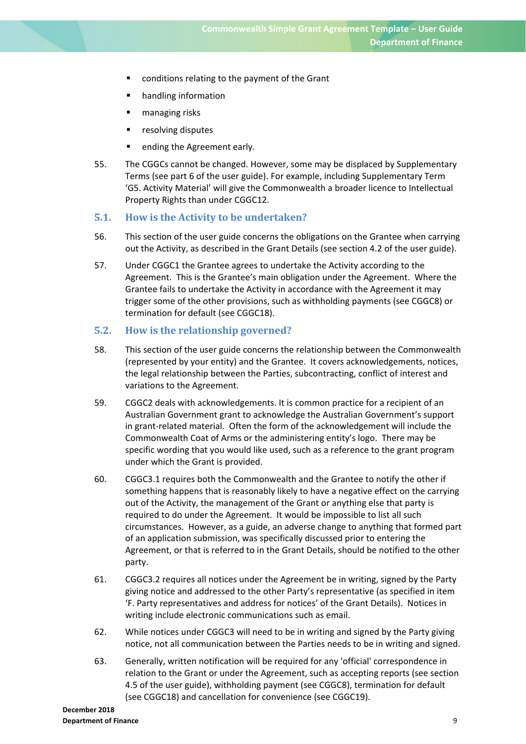- conditions relating to the payment of the Grant
- handling information
- managing risks
- resolving disputes
- ending the Agreement early.

55. The CGGCs cannot be changed. However, some may be displaced by Supplementary Terms (see part 6 of the user guide). For example, including Supplementary Term 'G5. Activity Material' will give the Commonwealth a broader licence to Intellectual Property Rights than under CGGC12.

## 5.1. How is the Activity to be undertaken?

56. This section of the user guide concerns the obligations on the Grantee when carrying out the Activity, as described in the Grant Details (see section 4.2 of the user guide).

57. Under CGGC1 the Grantee agrees to undertake the Activity according to the Agreement. This is the Grantee's main obligation under the Agreement. Where the Grantee fails to undertake the Activity in accordance with the Agreement it may trigger some of the other provisions, such as withholding payments (see CGGC8) or termination for default (see CGGC18).

## 5.2. How is the relationship governed?

58. This section of the user guide concerns the relationship between the Commonwealth (represented by your entity) and the Grantee. It covers acknowledgements, notices, the legal relationship between the Parties, subcontracting, conflict of interest and variations to the Agreement.

59. CGGC2 deals with acknowledgements. It is common practice for a recipient of an Australian Government grant to acknowledge the Australian Government's support in grant-related material. Often the form of the acknowledgement will include the Commonwealth Coat of Arms or the administering entity's logo. There may be specific wording that you would like used, such as a reference to the grant program under which the Grant is provided.

60. CGGC3.1 requires both the Commonwealth and the Grantee to notify the other if something happens that is reasonably likely to have a negative effect on the carrying out of the Activity, the management of the Grant or anything else that party is required to do under the Agreement. It would be impossible to list all such circumstances. However, as a guide, an adverse change to anything that formed part of an application submission, was specifically discussed prior to entering the Agreement, or that is referred to in the Grant Details, should be notified to the other party.

61. CGGC3.2 requires all notices under the Agreement be in writing, signed by the Party giving notice and addressed to the other Party's representative (as specified in item 'F. Party representatives and address for notices' of the Grant Details). Notices in writing include electronic communications such as email.

62. While notices under CGGC3 will need to be in writing and signed by the Party giving notice, not all communication between the Parties needs to be in writing and signed.

63. Generally, written notification will be required for any 'official' correspondence in relation to the Grant or under the Agreement, such as accepting reports (see section 4.5 of the user guide), withholding payment (see CGGC8), termination for default (see CGGC18) and cancellation for convenience (see CGGC19).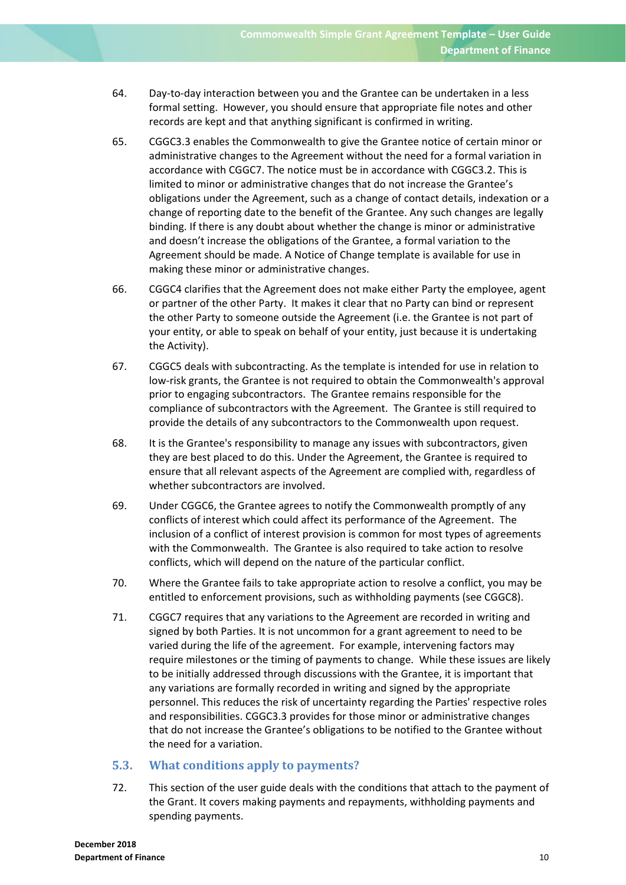64. Day-to-day interaction between you and the Grantee can be undertaken in a less formal setting. However, you should ensure that appropriate file notes and other records are kept and that anything significant is confirmed in writing.

65. CGGC3.3 enables the Commonwealth to give the Grantee notice of certain minor or administrative changes to the Agreement without the need for a formal variation in accordance with CGGC7. The notice must be in accordance with CGGC3.2. This is limited to minor or administrative changes that do not increase the Grantee's obligations under the Agreement, such as a change of contact details, indexation or a change of reporting date to the benefit of the Grantee. Any such changes are legally binding. If there is any doubt about whether the change is minor or administrative and doesn't increase the obligations of the Grantee, a formal variation to the Agreement should be made. A Notice of Change template is available for use in making these minor or administrative changes.

66. CGGC4 clarifies that the Agreement does not make either Party the employee, agent or partner of the other Party. It makes it clear that no Party can bind or represent the other Party to someone outside the Agreement (i.e. the Grantee is not part of your entity, or able to speak on behalf of your entity, just because it is undertaking the Activity).

67. CGGC5 deals with subcontracting. As the template is intended for use in relation to low-risk grants, the Grantee is not required to obtain the Commonwealth's approval prior to engaging subcontractors. The Grantee remains responsible for the compliance of subcontractors with the Agreement. The Grantee is still required to provide the details of any subcontractors to the Commonwealth upon request.

68. It is the Grantee's responsibility to manage any issues with subcontractors, given they are best placed to do this. Under the Agreement, the Grantee is required to ensure that all relevant aspects of the Agreement are complied with, regardless of whether subcontractors are involved.

69. Under CGGC6, the Grantee agrees to notify the Commonwealth promptly of any conflicts of interest which could affect its performance of the Agreement. The inclusion of a conflict of interest provision is common for most types of agreements with the Commonwealth. The Grantee is also required to take action to resolve conflicts, which will depend on the nature of the particular conflict.

70. Where the Grantee fails to take appropriate action to resolve a conflict, you may be entitled to enforcement provisions, such as withholding payments (see CGGC8).

71. CGGC7 requires that any variations to the Agreement are recorded in writing and signed by both Parties. It is not uncommon for a grant agreement to need to be varied during the life of the agreement. For example, intervening factors may require milestones or the timing of payments to change. While these issues are likely to be initially addressed through discussions with the Grantee, it is important that any variations are formally recorded in writing and signed by the appropriate personnel. This reduces the risk of uncertainty regarding the Parties' respective roles and responsibilities. CGGC3.3 provides for those minor or administrative changes that do not increase the Grantee's obligations to be notified to the Grantee without the need for a variation.

## 5.3. What conditions apply to payments?

72. This section of the user guide deals with the conditions that attach to the payment of the Grant. It covers making payments and repayments, withholding payments and spending payments.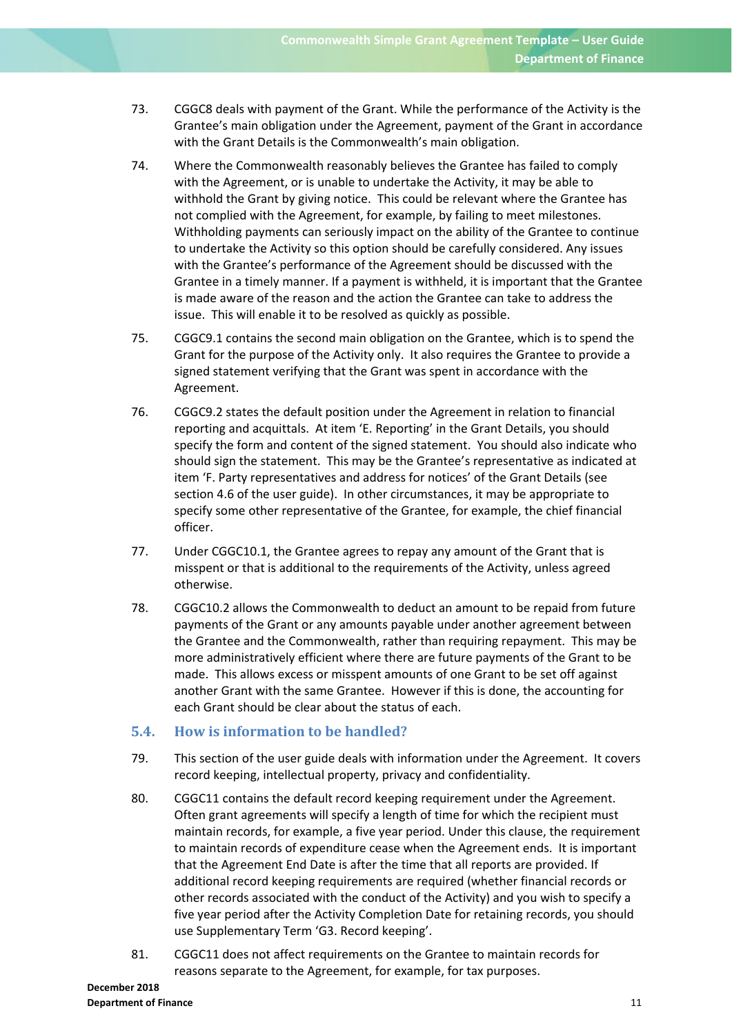73. CGGC8 deals with payment of the Grant. While the performance of the Activity is the Grantee's main obligation under the Agreement, payment of the Grant in accordance with the Grant Details is the Commonwealth's main obligation.

74. Where the Commonwealth reasonably believes the Grantee has failed to comply with the Agreement, or is unable to undertake the Activity, it may be able to withhold the Grant by giving notice. This could be relevant where the Grantee has not complied with the Agreement, for example, by failing to meet milestones. Withholding payments can seriously impact on the ability of the Grantee to continue to undertake the Activity so this option should be carefully considered. Any issues with the Grantee's performance of the Agreement should be discussed with the Grantee in a timely manner. If a payment is withheld, it is important that the Grantee is made aware of the reason and the action the Grantee can take to address the issue. This will enable it to be resolved as quickly as possible.

75. CGGC9.1 contains the second main obligation on the Grantee, which is to spend the Grant for the purpose of the Activity only. It also requires the Grantee to provide a signed statement verifying that the Grant was spent in accordance with the Agreement.

76. CGGC9.2 states the default position under the Agreement in relation to financial reporting and acquittals. At item 'E. Reporting' in the Grant Details, you should specify the form and content of the signed statement. You should also indicate who should sign the statement. This may be the Grantee's representative as indicated at item 'F. Party representatives and address for notices' of the Grant Details (see section 4.6 of the user guide). In other circumstances, it may be appropriate to specify some other representative of the Grantee, for example, the chief financial officer.

77. Under CGGC10.1, the Grantee agrees to repay any amount of the Grant that is misspent or that is additional to the requirements of the Activity, unless agreed otherwise.

78. CGGC10.2 allows the Commonwealth to deduct an amount to be repaid from future payments of the Grant or any amounts payable under another agreement between the Grantee and the Commonwealth, rather than requiring repayment. This may be more administratively efficient where there are future payments of the Grant to be made. This allows excess or misspent amounts of one Grant to be set off against another Grant with the same Grantee. However if this is done, the accounting for each Grant should be clear about the status of each.

## 5.4. How is information to be handled?

79. This section of the user guide deals with information under the Agreement. It covers record keeping, intellectual property, privacy and confidentiality.

80. CGGC11 contains the default record keeping requirement under the Agreement. Often grant agreements will specify a length of time for which the recipient must maintain records, for example, a five year period. Under this clause, the requirement to maintain records of expenditure cease when the Agreement ends. It is important that the Agreement End Date is after the time that all reports are provided. If additional record keeping requirements are required (whether financial records or other records associated with the conduct of the Activity) and you wish to specify a five year period after the Activity Completion Date for retaining records, you should use Supplementary Term 'G3. Record keeping'.

81. CGGC11 does not affect requirements on the Grantee to maintain records for reasons separate to the Agreement, for example, for tax purposes.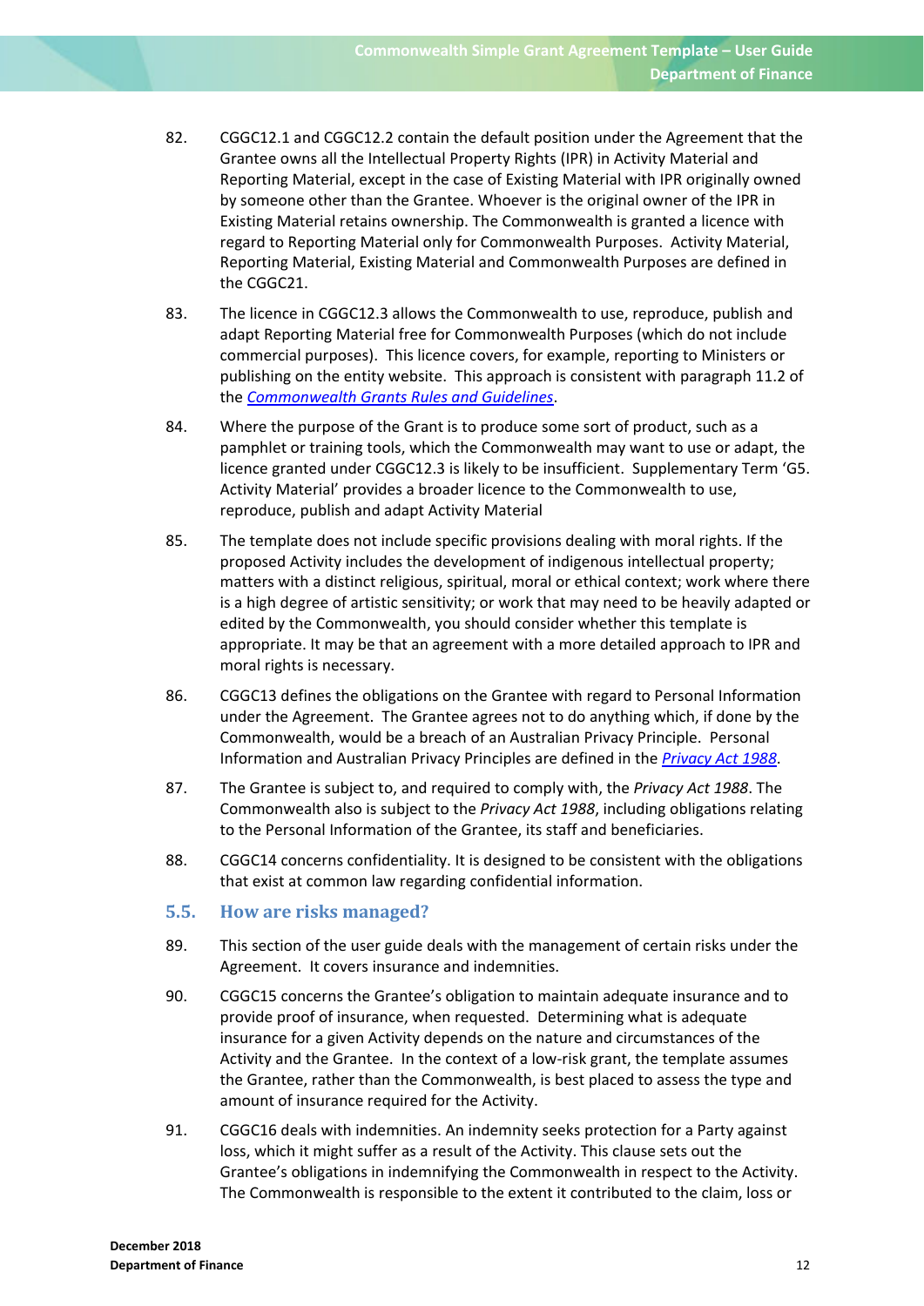82. CGGC12.1 and CGGC12.2 contain the default position under the Agreement that the Grantee owns all the Intellectual Property Rights (IPR) in Activity Material and Reporting Material, except in the case of Existing Material with IPR originally owned by someone other than the Grantee. Whoever is the original owner of the IPR in Existing Material retains ownership. The Commonwealth is granted a licence with regard to Reporting Material only for Commonwealth Purposes. Activity Material, Reporting Material, Existing Material and Commonwealth Purposes are defined in the CGGC21.

83. The licence in CGGC12.3 allows the Commonwealth to use, reproduce, publish and adapt Reporting Material free for Commonwealth Purposes (which do not include commercial purposes). This licence covers, for example, reporting to Ministers or publishing on the entity website. This approach is consistent with paragraph 11.2 of the *Commonwealth Grants Rules and Guidelines*.

84. Where the purpose of the Grant is to produce some sort of product, such as a pamphlet or training tools, which the Commonwealth may want to use or adapt, the licence granted under CGGC12.3 is likely to be insufficient. Supplementary Term 'G5. Activity Material' provides a broader licence to the Commonwealth to use, reproduce, publish and adapt Activity Material

85. The template does not include specific provisions dealing with moral rights. If the proposed Activity includes the development of indigenous intellectual property; matters with a distinct religious, spiritual, moral or ethical context; work where there is a high degree of artistic sensitivity; or work that may need to be heavily adapted or edited by the Commonwealth, you should consider whether this template is appropriate. It may be that an agreement with a more detailed approach to IPR and moral rights is necessary.

86. CGGC13 defines the obligations on the Grantee with regard to Personal Information under the Agreement. The Grantee agrees not to do anything which, if done by the Commonwealth, would be a breach of an Australian Privacy Principle. Personal Information and Australian Privacy Principles are defined in the *Privacy Act 1988*.

87. The Grantee is subject to, and required to comply with, the *Privacy Act 1988*. The Commonwealth also is subject to the *Privacy Act 1988*, including obligations relating to the Personal Information of the Grantee, its staff and beneficiaries.

88. CGGC14 concerns confidentiality. It is designed to be consistent with the obligations that exist at common law regarding confidential information.

## 5.5. How are risks managed?

89. This section of the user guide deals with the management of certain risks under the Agreement. It covers insurance and indemnities.

90. CGGC15 concerns the Grantee's obligation to maintain adequate insurance and to provide proof of insurance, when requested. Determining what is adequate insurance for a given Activity depends on the nature and circumstances of the Activity and the Grantee. In the context of a low-risk grant, the template assumes the Grantee, rather than the Commonwealth, is best placed to assess the type and amount of insurance required for the Activity.

91. CGGC16 deals with indemnities. An indemnity seeks protection for a Party against loss, which it might suffer as a result of the Activity. This clause sets out the Grantee's obligations in indemnifying the Commonwealth in respect to the Activity. The Commonwealth is responsible to the extent it contributed to the claim, loss or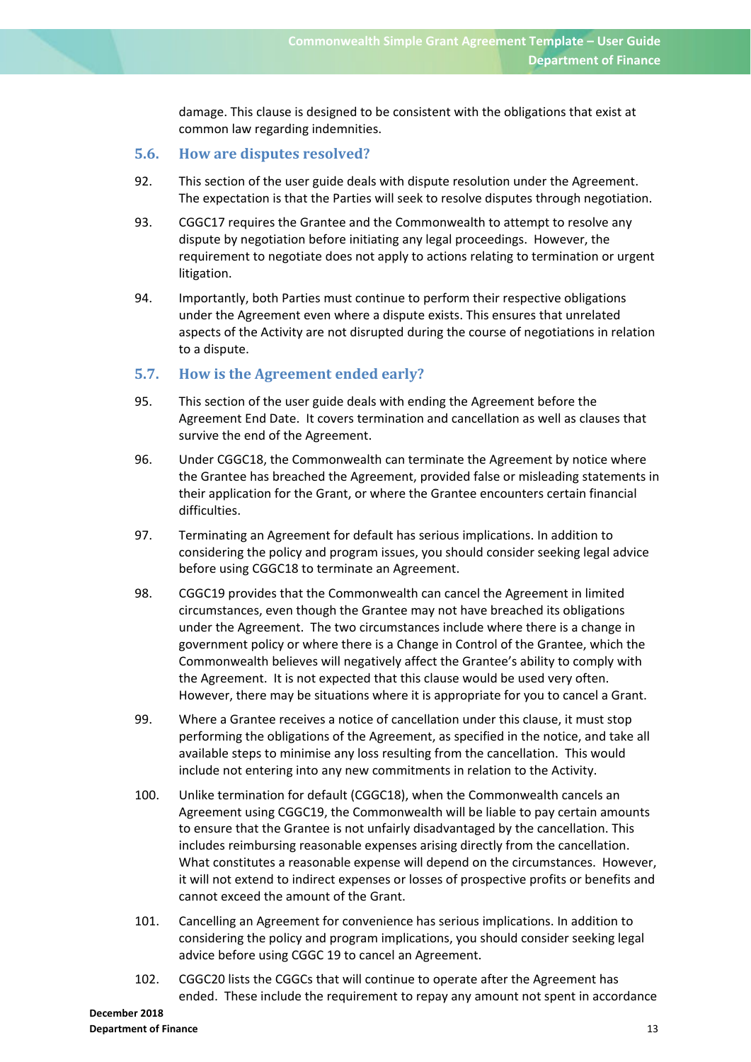damage. This clause is designed to be consistent with the obligations that exist at common law regarding indemnities.

### 5.6. How are disputes resolved?

92. This section of the user guide deals with dispute resolution under the Agreement. The expectation is that the Parties will seek to resolve disputes through negotiation.

93. CGGC17 requires the Grantee and the Commonwealth to attempt to resolve any dispute by negotiation before initiating any legal proceedings. However, the requirement to negotiate does not apply to actions relating to termination or urgent litigation.

94. Importantly, both Parties must continue to perform their respective obligations under the Agreement even where a dispute exists. This ensures that unrelated aspects of the Activity are not disrupted during the course of negotiations in relation to a dispute.

### 5.7. How is the Agreement ended early?

95. This section of the user guide deals with ending the Agreement before the Agreement End Date. It covers termination and cancellation as well as clauses that survive the end of the Agreement.

96. Under CGGC18, the Commonwealth can terminate the Agreement by notice where the Grantee has breached the Agreement, provided false or misleading statements in their application for the Grant, or where the Grantee encounters certain financial difficulties.

97. Terminating an Agreement for default has serious implications. In addition to considering the policy and program issues, you should consider seeking legal advice before using CGGC18 to terminate an Agreement.

98. CGGC19 provides that the Commonwealth can cancel the Agreement in limited circumstances, even though the Grantee may not have breached its obligations under the Agreement. The two circumstances include where there is a change in government policy or where there is a Change in Control of the Grantee, which the Commonwealth believes will negatively affect the Grantee's ability to comply with the Agreement. It is not expected that this clause would be used very often. However, there may be situations where it is appropriate for you to cancel a Grant.

99. Where a Grantee receives a notice of cancellation under this clause, it must stop performing the obligations of the Agreement, as specified in the notice, and take all available steps to minimise any loss resulting from the cancellation. This would include not entering into any new commitments in relation to the Activity.

100. Unlike termination for default (CGGC18), when the Commonwealth cancels an Agreement using CGGC19, the Commonwealth will be liable to pay certain amounts to ensure that the Grantee is not unfairly disadvantaged by the cancellation. This includes reimbursing reasonable expenses arising directly from the cancellation. What constitutes a reasonable expense will depend on the circumstances. However, it will not extend to indirect expenses or losses of prospective profits or benefits and cannot exceed the amount of the Grant.

101. Cancelling an Agreement for convenience has serious implications. In addition to considering the policy and program implications, you should consider seeking legal advice before using CGGC 19 to cancel an Agreement.

102. CGGC20 lists the CGGCs that will continue to operate after the Agreement has ended. These include the requirement to repay any amount not spent in accordance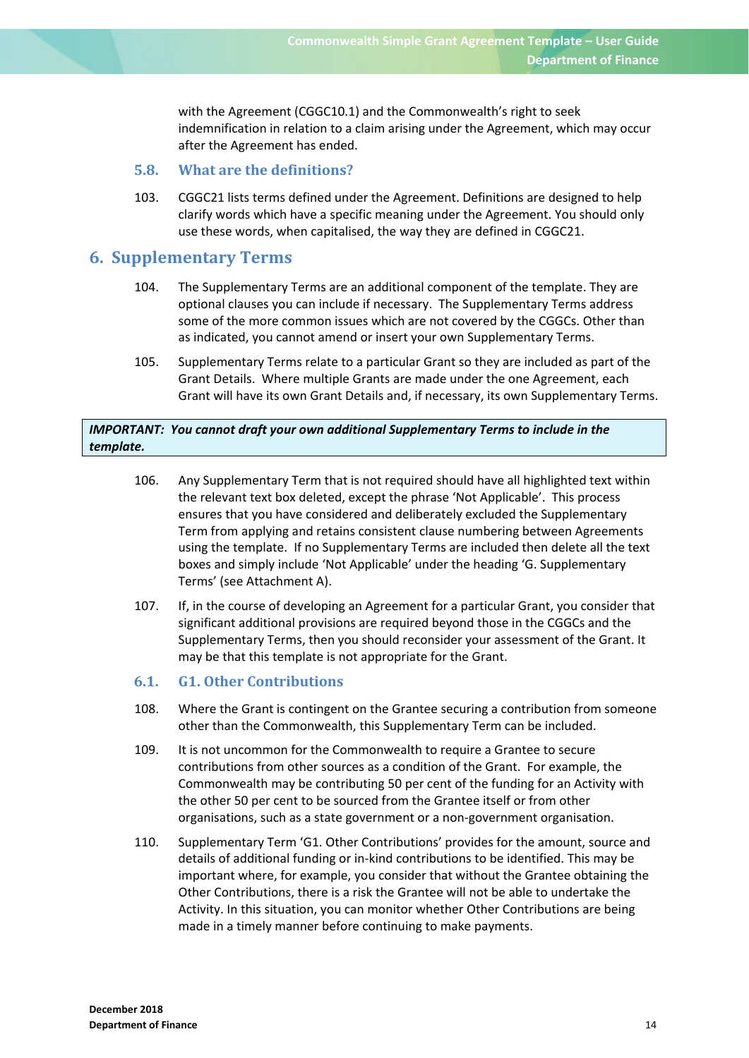with the Agreement (CGGC10.1) and the Commonwealth's right to seek indemnification in relation to a claim arising under the Agreement, which may occur after the Agreement has ended.

### 5.8. What are the definitions?

103. CGGC21 lists terms defined under the Agreement. Definitions are designed to help clarify words which have a specific meaning under the Agreement. You should only use these words, when capitalised, the way they are defined in CGGC21.

## 6. Supplementary Terms

104. The Supplementary Terms are an additional component of the template. They are optional clauses you can include if necessary. The Supplementary Terms address some of the more common issues which are not covered by the CGGCs. Other than as indicated, you cannot amend or insert your own Supplementary Terms.

105. Supplementary Terms relate to a particular Grant so they are included as part of the Grant Details. Where multiple Grants are made under the one Agreement, each Grant will have its own Grant Details and, if necessary, its own Supplementary Terms.

***IMPORTANT: You cannot draft your own additional Supplementary Terms to include in the template.***

106. Any Supplementary Term that is not required should have all highlighted text within the relevant text box deleted, except the phrase 'Not Applicable'. This process ensures that you have considered and deliberately excluded the Supplementary Term from applying and retains consistent clause numbering between Agreements using the template. If no Supplementary Terms are included then delete all the text boxes and simply include 'Not Applicable' under the heading 'G. Supplementary Terms' (see Attachment A).

107. If, in the course of developing an Agreement for a particular Grant, you consider that significant additional provisions are required beyond those in the CGGCs and the Supplementary Terms, then you should reconsider your assessment of the Grant. It may be that this template is not appropriate for the Grant.

### 6.1. G1. Other Contributions

108. Where the Grant is contingent on the Grantee securing a contribution from someone other than the Commonwealth, this Supplementary Term can be included.

109. It is not uncommon for the Commonwealth to require a Grantee to secure contributions from other sources as a condition of the Grant. For example, the Commonwealth may be contributing 50 per cent of the funding for an Activity with the other 50 per cent to be sourced from the Grantee itself or from other organisations, such as a state government or a non-government organisation.

110. Supplementary Term 'G1. Other Contributions' provides for the amount, source and details of additional funding or in-kind contributions to be identified. This may be important where, for example, you consider that without the Grantee obtaining the Other Contributions, there is a risk the Grantee will not be able to undertake the Activity. In this situation, you can monitor whether Other Contributions are being made in a timely manner before continuing to make payments.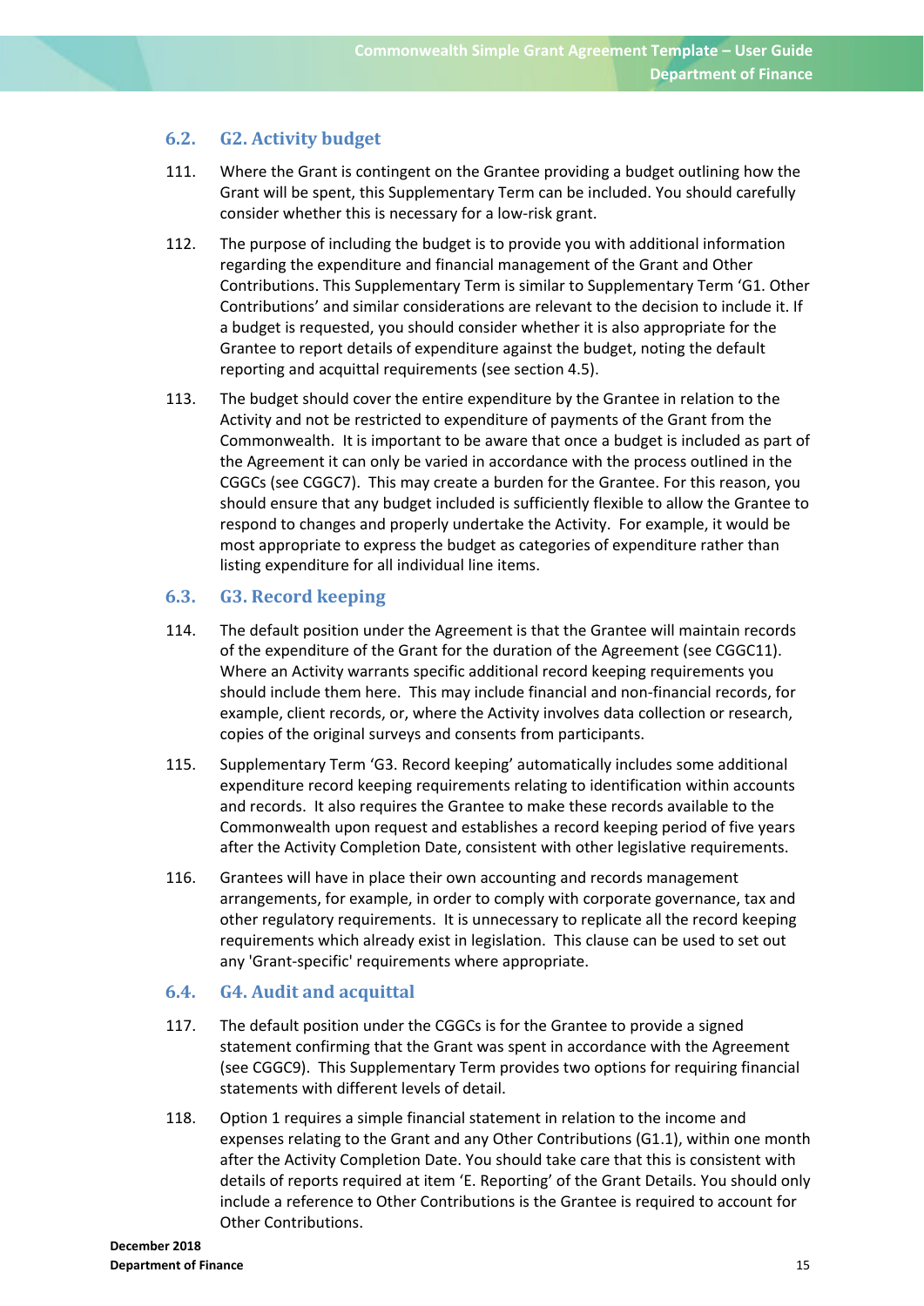## 6.2. G2. Activity budget

111. Where the Grant is contingent on the Grantee providing a budget outlining how the Grant will be spent, this Supplementary Term can be included. You should carefully consider whether this is necessary for a low-risk grant.

112. The purpose of including the budget is to provide you with additional information regarding the expenditure and financial management of the Grant and Other Contributions. This Supplementary Term is similar to Supplementary Term 'G1. Other Contributions' and similar considerations are relevant to the decision to include it. If a budget is requested, you should consider whether it is also appropriate for the Grantee to report details of expenditure against the budget, noting the default reporting and acquittal requirements (see section 4.5).

113. The budget should cover the entire expenditure by the Grantee in relation to the Activity and not be restricted to expenditure of payments of the Grant from the Commonwealth. It is important to be aware that once a budget is included as part of the Agreement it can only be varied in accordance with the process outlined in the CGGCs (see CGGC7). This may create a burden for the Grantee. For this reason, you should ensure that any budget included is sufficiently flexible to allow the Grantee to respond to changes and properly undertake the Activity. For example, it would be most appropriate to express the budget as categories of expenditure rather than listing expenditure for all individual line items.

## 6.3. G3. Record keeping

114. The default position under the Agreement is that the Grantee will maintain records of the expenditure of the Grant for the duration of the Agreement (see CGGC11). Where an Activity warrants specific additional record keeping requirements you should include them here. This may include financial and non-financial records, for example, client records, or, where the Activity involves data collection or research, copies of the original surveys and consents from participants.

115. Supplementary Term 'G3. Record keeping' automatically includes some additional expenditure record keeping requirements relating to identification within accounts and records. It also requires the Grantee to make these records available to the Commonwealth upon request and establishes a record keeping period of five years after the Activity Completion Date, consistent with other legislative requirements.

116. Grantees will have in place their own accounting and records management arrangements, for example, in order to comply with corporate governance, tax and other regulatory requirements. It is unnecessary to replicate all the record keeping requirements which already exist in legislation. This clause can be used to set out any 'Grant-specific' requirements where appropriate.

## 6.4. G4. Audit and acquittal

117. The default position under the CGGCs is for the Grantee to provide a signed statement confirming that the Grant was spent in accordance with the Agreement (see CGGC9). This Supplementary Term provides two options for requiring financial statements with different levels of detail.

118. Option 1 requires a simple financial statement in relation to the income and expenses relating to the Grant and any Other Contributions (G1.1), within one month after the Activity Completion Date. You should take care that this is consistent with details of reports required at item 'E. Reporting' of the Grant Details. You should only include a reference to Other Contributions is the Grantee is required to account for Other Contributions.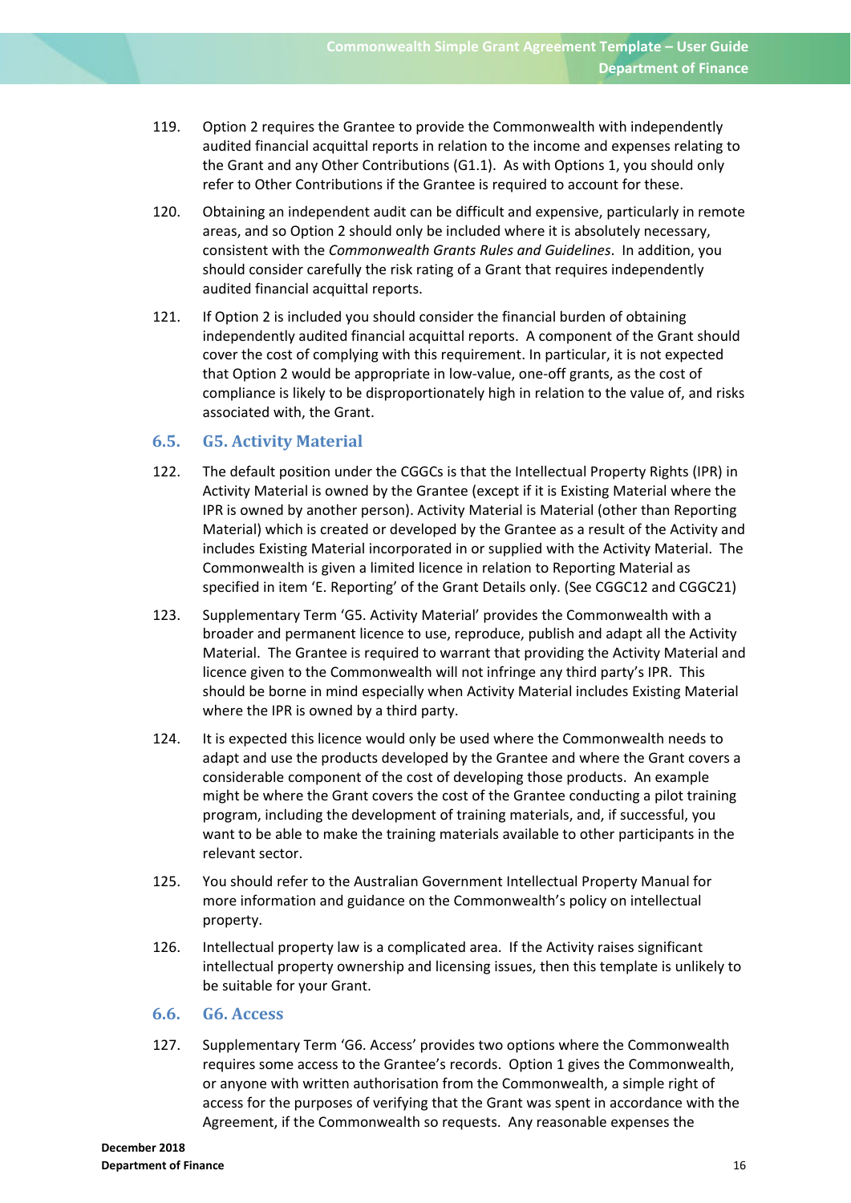119. Option 2 requires the Grantee to provide the Commonwealth with independently audited financial acquittal reports in relation to the income and expenses relating to the Grant and any Other Contributions (G1.1). As with Options 1, you should only refer to Other Contributions if the Grantee is required to account for these.

120. Obtaining an independent audit can be difficult and expensive, particularly in remote areas, and so Option 2 should only be included where it is absolutely necessary, consistent with the *Commonwealth Grants Rules and Guidelines*. In addition, you should consider carefully the risk rating of a Grant that requires independently audited financial acquittal reports.

121. If Option 2 is included you should consider the financial burden of obtaining independently audited financial acquittal reports. A component of the Grant should cover the cost of complying with this requirement. In particular, it is not expected that Option 2 would be appropriate in low-value, one-off grants, as the cost of compliance is likely to be disproportionately high in relation to the value of, and risks associated with, the Grant.

## 6.5. G5. Activity Material

122. The default position under the CGGCs is that the Intellectual Property Rights (IPR) in Activity Material is owned by the Grantee (except if it is Existing Material where the IPR is owned by another person). Activity Material is Material (other than Reporting Material) which is created or developed by the Grantee as a result of the Activity and includes Existing Material incorporated in or supplied with the Activity Material. The Commonwealth is given a limited licence in relation to Reporting Material as specified in item 'E. Reporting' of the Grant Details only. (See CGGC12 and CGGC21)

123. Supplementary Term 'G5. Activity Material' provides the Commonwealth with a broader and permanent licence to use, reproduce, publish and adapt all the Activity Material. The Grantee is required to warrant that providing the Activity Material and licence given to the Commonwealth will not infringe any third party's IPR. This should be borne in mind especially when Activity Material includes Existing Material where the IPR is owned by a third party.

124. It is expected this licence would only be used where the Commonwealth needs to adapt and use the products developed by the Grantee and where the Grant covers a considerable component of the cost of developing those products. An example might be where the Grant covers the cost of the Grantee conducting a pilot training program, including the development of training materials, and, if successful, you want to be able to make the training materials available to other participants in the relevant sector.

125. You should refer to the Australian Government Intellectual Property Manual for more information and guidance on the Commonwealth's policy on intellectual property.

126. Intellectual property law is a complicated area. If the Activity raises significant intellectual property ownership and licensing issues, then this template is unlikely to be suitable for your Grant.

## 6.6. G6. Access

127. Supplementary Term 'G6. Access' provides two options where the Commonwealth requires some access to the Grantee's records. Option 1 gives the Commonwealth, or anyone with written authorisation from the Commonwealth, a simple right of access for the purposes of verifying that the Grant was spent in accordance with the Agreement, if the Commonwealth so requests. Any reasonable expenses the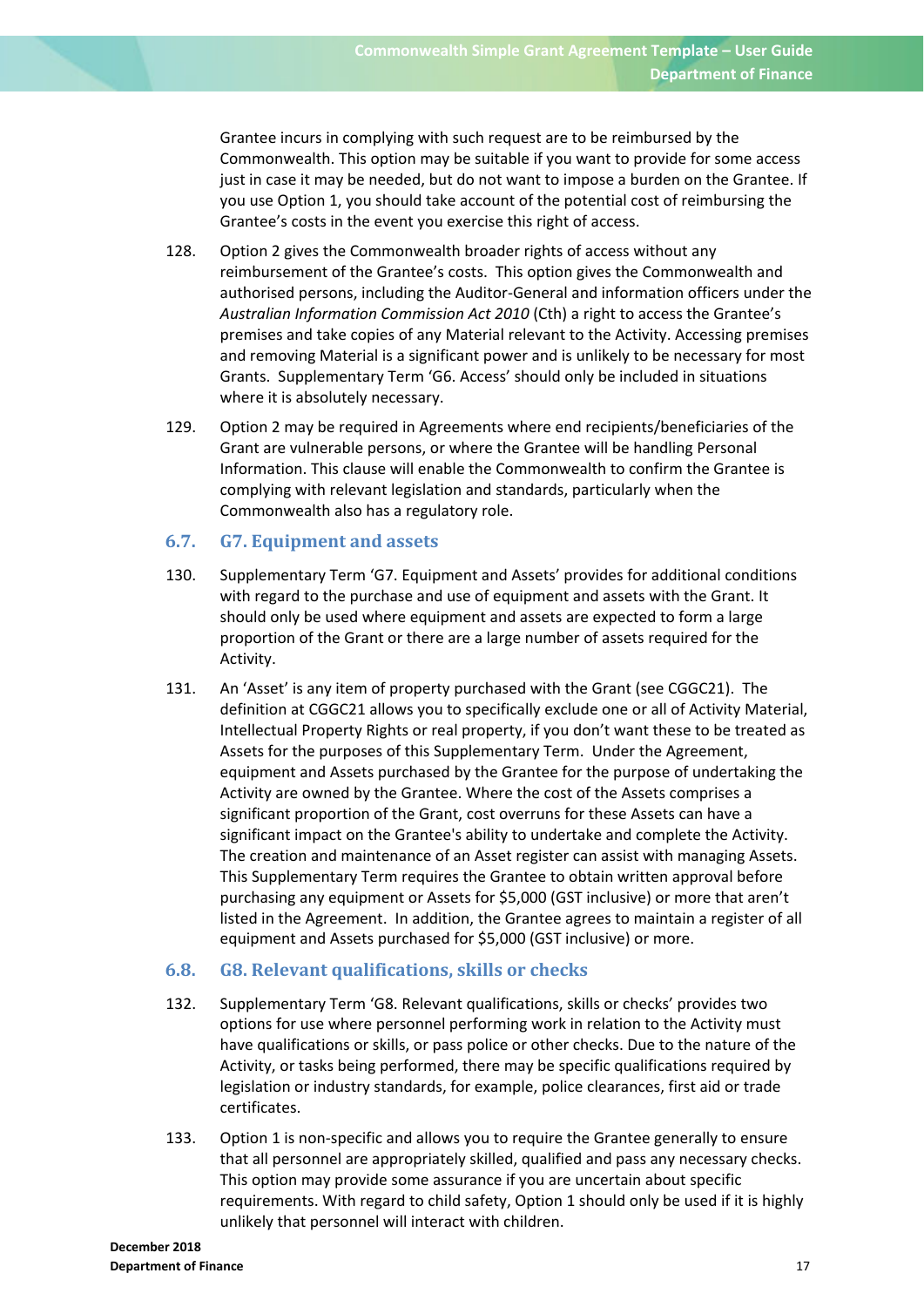Grantee incurs in complying with such request are to be reimbursed by the Commonwealth. This option may be suitable if you want to provide for some access just in case it may be needed, but do not want to impose a burden on the Grantee. If you use Option 1, you should take account of the potential cost of reimbursing the Grantee's costs in the event you exercise this right of access.

128. Option 2 gives the Commonwealth broader rights of access without any reimbursement of the Grantee's costs. This option gives the Commonwealth and authorised persons, including the Auditor-General and information officers under the *Australian Information Commission Act 2010* (Cth) a right to access the Grantee's premises and take copies of any Material relevant to the Activity. Accessing premises and removing Material is a significant power and is unlikely to be necessary for most Grants. Supplementary Term 'G6. Access' should only be included in situations where it is absolutely necessary.

129. Option 2 may be required in Agreements where end recipients/beneficiaries of the Grant are vulnerable persons, or where the Grantee will be handling Personal Information. This clause will enable the Commonwealth to confirm the Grantee is complying with relevant legislation and standards, particularly when the Commonwealth also has a regulatory role.

## 6.7. G7. Equipment and assets

130. Supplementary Term 'G7. Equipment and Assets' provides for additional conditions with regard to the purchase and use of equipment and assets with the Grant. It should only be used where equipment and assets are expected to form a large proportion of the Grant or there are a large number of assets required for the Activity.

131. An 'Asset' is any item of property purchased with the Grant (see CGGC21). The definition at CGGC21 allows you to specifically exclude one or all of Activity Material, Intellectual Property Rights or real property, if you don't want these to be treated as Assets for the purposes of this Supplementary Term. Under the Agreement, equipment and Assets purchased by the Grantee for the purpose of undertaking the Activity are owned by the Grantee. Where the cost of the Assets comprises a significant proportion of the Grant, cost overruns for these Assets can have a significant impact on the Grantee's ability to undertake and complete the Activity. The creation and maintenance of an Asset register can assist with managing Assets. This Supplementary Term requires the Grantee to obtain written approval before purchasing any equipment or Assets for $5,000 (GST inclusive) or more that aren't listed in the Agreement. In addition, the Grantee agrees to maintain a register of all equipment and Assets purchased for $5,000 (GST inclusive) or more.

## 6.8. G8. Relevant qualifications, skills or checks

132. Supplementary Term 'G8. Relevant qualifications, skills or checks' provides two options for use where personnel performing work in relation to the Activity must have qualifications or skills, or pass police or other checks. Due to the nature of the Activity, or tasks being performed, there may be specific qualifications required by legislation or industry standards, for example, police clearances, first aid or trade certificates.

133. Option 1 is non-specific and allows you to require the Grantee generally to ensure that all personnel are appropriately skilled, qualified and pass any necessary checks. This option may provide some assurance if you are uncertain about specific requirements. With regard to child safety, Option 1 should only be used if it is highly unlikely that personnel will interact with children.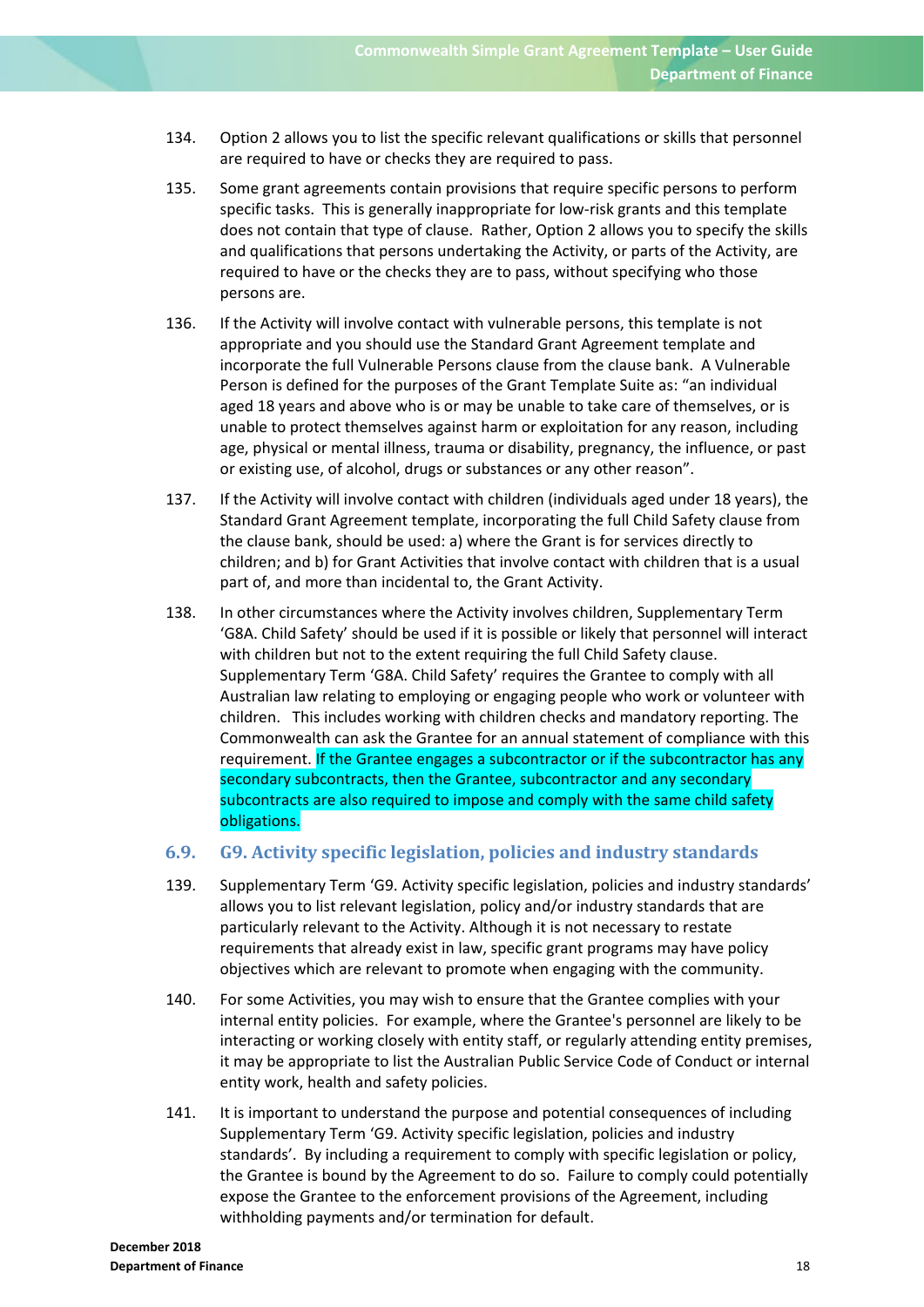134. Option 2 allows you to list the specific relevant qualifications or skills that personnel are required to have or checks they are required to pass.

135. Some grant agreements contain provisions that require specific persons to perform specific tasks. This is generally inappropriate for low-risk grants and this template does not contain that type of clause. Rather, Option 2 allows you to specify the skills and qualifications that persons undertaking the Activity, or parts of the Activity, are required to have or the checks they are to pass, without specifying who those persons are.

136. If the Activity will involve contact with vulnerable persons, this template is not appropriate and you should use the Standard Grant Agreement template and incorporate the full Vulnerable Persons clause from the clause bank. A Vulnerable Person is defined for the purposes of the Grant Template Suite as: "an individual aged 18 years and above who is or may be unable to take care of themselves, or is unable to protect themselves against harm or exploitation for any reason, including age, physical or mental illness, trauma or disability, pregnancy, the influence, or past or existing use, of alcohol, drugs or substances or any other reason".

137. If the Activity will involve contact with children (individuals aged under 18 years), the Standard Grant Agreement template, incorporating the full Child Safety clause from the clause bank, should be used: a) where the Grant is for services directly to children; and b) for Grant Activities that involve contact with children that is a usual part of, and more than incidental to, the Grant Activity.

138. In other circumstances where the Activity involves children, Supplementary Term 'G8A. Child Safety' should be used if it is possible or likely that personnel will interact with children but not to the extent requiring the full Child Safety clause. Supplementary Term 'G8A. Child Safety' requires the Grantee to comply with all Australian law relating to employing or engaging people who work or volunteer with children. This includes working with children checks and mandatory reporting. The Commonwealth can ask the Grantee for an annual statement of compliance with this requirement. If the Grantee engages a subcontractor or if the subcontractor has any secondary subcontracts, then the Grantee, subcontractor and any secondary subcontracts are also required to impose and comply with the same child safety obligations.

## 6.9. G9. Activity specific legislation, policies and industry standards

139. Supplementary Term 'G9. Activity specific legislation, policies and industry standards' allows you to list relevant legislation, policy and/or industry standards that are particularly relevant to the Activity. Although it is not necessary to restate requirements that already exist in law, specific grant programs may have policy objectives which are relevant to promote when engaging with the community.

140. For some Activities, you may wish to ensure that the Grantee complies with your internal entity policies. For example, where the Grantee's personnel are likely to be interacting or working closely with entity staff, or regularly attending entity premises, it may be appropriate to list the Australian Public Service Code of Conduct or internal entity work, health and safety policies.

141. It is important to understand the purpose and potential consequences of including Supplementary Term 'G9. Activity specific legislation, policies and industry standards'. By including a requirement to comply with specific legislation or policy, the Grantee is bound by the Agreement to do so. Failure to comply could potentially expose the Grantee to the enforcement provisions of the Agreement, including withholding payments and/or termination for default.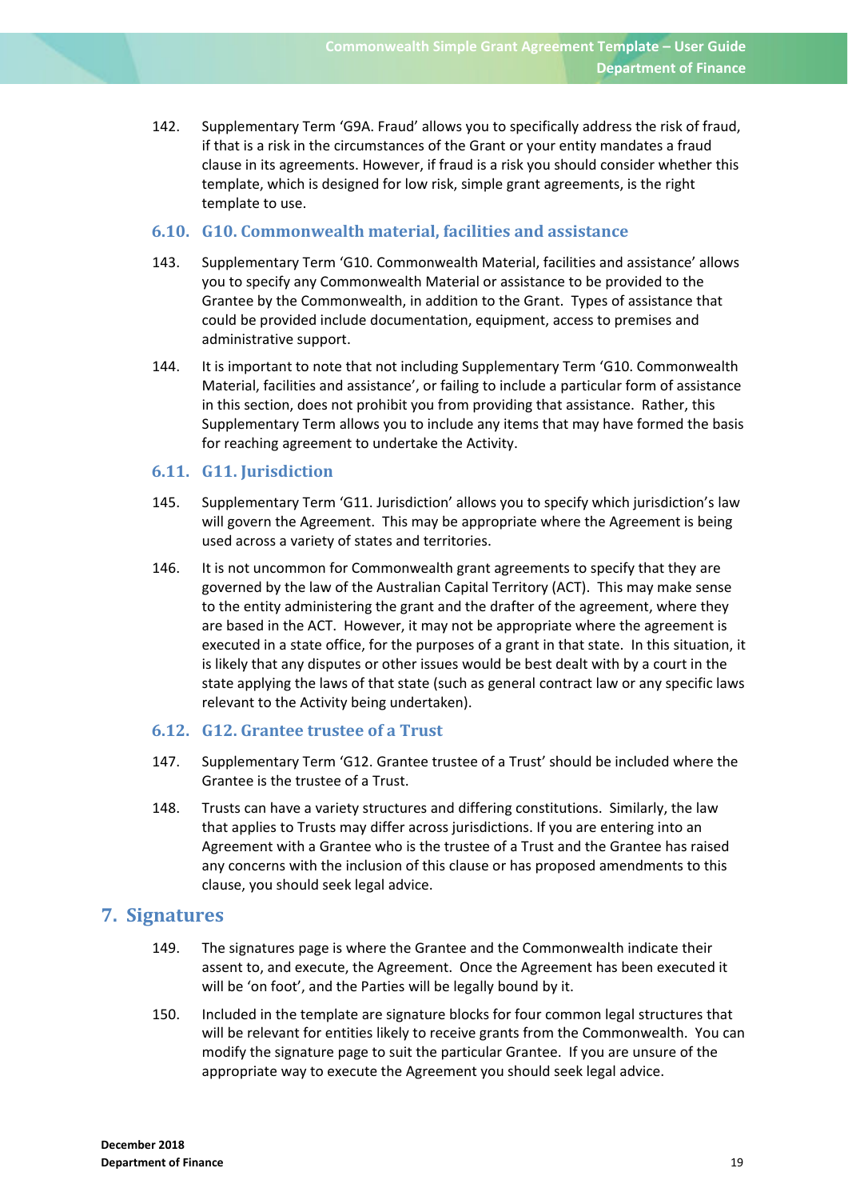142. Supplementary Term 'G9A. Fraud' allows you to specifically address the risk of fraud, if that is a risk in the circumstances of the Grant or your entity mandates a fraud clause in its agreements. However, if fraud is a risk you should consider whether this template, which is designed for low risk, simple grant agreements, is the right template to use.

### 6.10. G10. Commonwealth material, facilities and assistance

143. Supplementary Term 'G10. Commonwealth Material, facilities and assistance' allows you to specify any Commonwealth Material or assistance to be provided to the Grantee by the Commonwealth, in addition to the Grant. Types of assistance that could be provided include documentation, equipment, access to premises and administrative support.

144. It is important to note that not including Supplementary Term 'G10. Commonwealth Material, facilities and assistance', or failing to include a particular form of assistance in this section, does not prohibit you from providing that assistance. Rather, this Supplementary Term allows you to include any items that may have formed the basis for reaching agreement to undertake the Activity.

### 6.11. G11. Jurisdiction

145. Supplementary Term 'G11. Jurisdiction' allows you to specify which jurisdiction's law will govern the Agreement. This may be appropriate where the Agreement is being used across a variety of states and territories.

146. It is not uncommon for Commonwealth grant agreements to specify that they are governed by the law of the Australian Capital Territory (ACT). This may make sense to the entity administering the grant and the drafter of the agreement, where they are based in the ACT. However, it may not be appropriate where the agreement is executed in a state office, for the purposes of a grant in that state. In this situation, it is likely that any disputes or other issues would be best dealt with by a court in the state applying the laws of that state (such as general contract law or any specific laws relevant to the Activity being undertaken).

### 6.12. G12. Grantee trustee of a Trust

147. Supplementary Term 'G12. Grantee trustee of a Trust' should be included where the Grantee is the trustee of a Trust.

148. Trusts can have a variety structures and differing constitutions. Similarly, the law that applies to Trusts may differ across jurisdictions. If you are entering into an Agreement with a Grantee who is the trustee of a Trust and the Grantee has raised any concerns with the inclusion of this clause or has proposed amendments to this clause, you should seek legal advice.

## 7. Signatures

149. The signatures page is where the Grantee and the Commonwealth indicate their assent to, and execute, the Agreement. Once the Agreement has been executed it will be 'on foot', and the Parties will be legally bound by it.

150. Included in the template are signature blocks for four common legal structures that will be relevant for entities likely to receive grants from the Commonwealth. You can modify the signature page to suit the particular Grantee. If you are unsure of the appropriate way to execute the Agreement you should seek legal advice.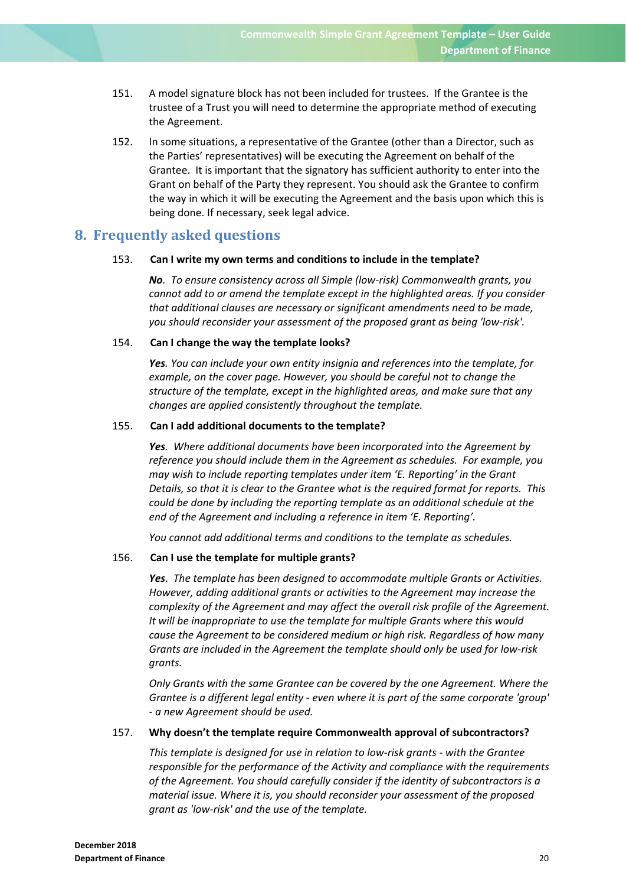151. A model signature block has not been included for trustees. If the Grantee is the trustee of a Trust you will need to determine the appropriate method of executing the Agreement.

152. In some situations, a representative of the Grantee (other than a Director, such as the Parties' representatives) will be executing the Agreement on behalf of the Grantee. It is important that the signatory has sufficient authority to enter into the Grant on behalf of the Party they represent. You should ask the Grantee to confirm the way in which it will be executing the Agreement and the basis upon which this is being done. If necessary, seek legal advice.

## 8. Frequently asked questions

153. **Can I write my own terms and conditions to include in the template?**

*__No__. To ensure consistency across all Simple (low-risk) Commonwealth grants, you cannot add to or amend the template except in the highlighted areas. If you consider that additional clauses are necessary or significant amendments need to be made, you should reconsider your assessment of the proposed grant as being 'low-risk'.*

154. **Can I change the way the template looks?**

*__Yes__. You can include your own entity insignia and references into the template, for example, on the cover page. However, you should be careful not to change the structure of the template, except in the highlighted areas, and make sure that any changes are applied consistently throughout the template.*

155. **Can I add additional documents to the template?**

*__Yes__. Where additional documents have been incorporated into the Agreement by reference you should include them in the Agreement as schedules. For example, you may wish to include reporting templates under item 'E. Reporting' in the Grant Details, so that it is clear to the Grantee what is the required format for reports. This could be done by including the reporting template as an additional schedule at the end of the Agreement and including a reference in item 'E. Reporting'.*

*You cannot add additional terms and conditions to the template as schedules.*

156. **Can I use the template for multiple grants?**

*__Yes__. The template has been designed to accommodate multiple Grants or Activities. However, adding additional grants or activities to the Agreement may increase the complexity of the Agreement and may affect the overall risk profile of the Agreement. It will be inappropriate to use the template for multiple Grants where this would cause the Agreement to be considered medium or high risk. Regardless of how many Grants are included in the Agreement the template should only be used for low-risk grants.*

*Only Grants with the same Grantee can be covered by the one Agreement. Where the Grantee is a different legal entity - even where it is part of the same corporate 'group' - a new Agreement should be used.*

157. **Why doesn't the template require Commonwealth approval of subcontractors?**

*This template is designed for use in relation to low-risk grants - with the Grantee responsible for the performance of the Activity and compliance with the requirements of the Agreement. You should carefully consider if the identity of subcontractors is a material issue. Where it is, you should reconsider your assessment of the proposed grant as 'low-risk' and the use of the template.*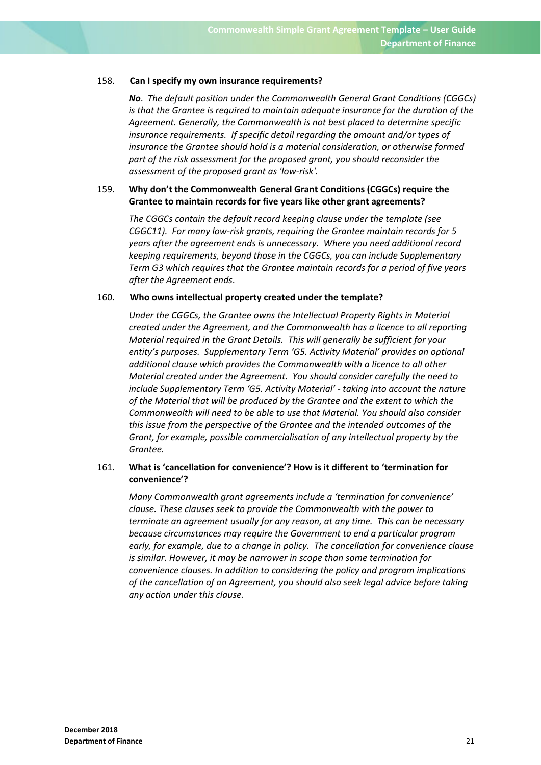158. **Can I specify my own insurance requirements?**

*__No__. The default position under the Commonwealth General Grant Conditions (CGGCs) is that the Grantee is required to maintain adequate insurance for the duration of the Agreement. Generally, the Commonwealth is not best placed to determine specific insurance requirements. If specific detail regarding the amount and/or types of insurance the Grantee should hold is a material consideration, or otherwise formed part of the risk assessment for the proposed grant, you should reconsider the assessment of the proposed grant as 'low-risk'.*

159. **Why don't the Commonwealth General Grant Conditions (CGGCs) require the Grantee to maintain records for five years like other grant agreements?**

*The CGGCs contain the default record keeping clause under the template (see CGGC11). For many low-risk grants, requiring the Grantee maintain records for 5 years after the agreement ends is unnecessary. Where you need additional record keeping requirements, beyond those in the CGGCs, you can include Supplementary Term G3 which requires that the Grantee maintain records for a period of five years after the Agreement ends.*

160. **Who owns intellectual property created under the template?**

*Under the CGGCs, the Grantee owns the Intellectual Property Rights in Material created under the Agreement, and the Commonwealth has a licence to all reporting Material required in the Grant Details. This will generally be sufficient for your entity's purposes. Supplementary Term 'G5. Activity Material' provides an optional additional clause which provides the Commonwealth with a licence to all other Material created under the Agreement. You should consider carefully the need to include Supplementary Term 'G5. Activity Material' - taking into account the nature of the Material that will be produced by the Grantee and the extent to which the Commonwealth will need to be able to use that Material. You should also consider this issue from the perspective of the Grantee and the intended outcomes of the Grant, for example, possible commercialisation of any intellectual property by the Grantee.*

161. **What is 'cancellation for convenience'? How is it different to 'termination for convenience'?**

*Many Commonwealth grant agreements include a 'termination for convenience' clause. These clauses seek to provide the Commonwealth with the power to terminate an agreement usually for any reason, at any time. This can be necessary because circumstances may require the Government to end a particular program early, for example, due to a change in policy. The cancellation for convenience clause is similar. However, it may be narrower in scope than some termination for convenience clauses. In addition to considering the policy and program implications of the cancellation of an Agreement, you should also seek legal advice before taking any action under this clause.*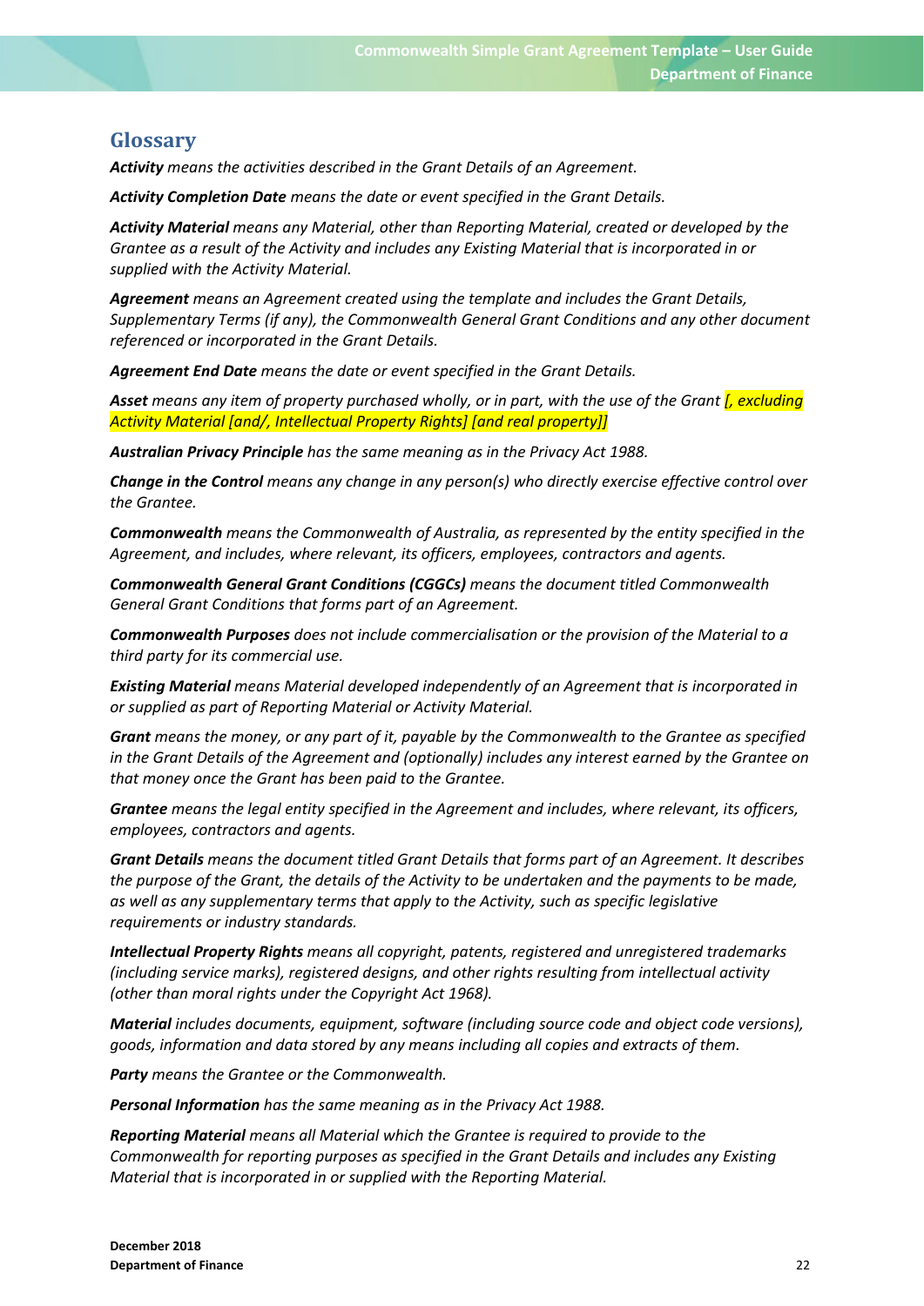## Glossary

***Activity*** *means the activities described in the Grant Details of an Agreement.*

***Activity Completion Date*** *means the date or event specified in the Grant Details.*

***Activity Material*** *means any Material, other than Reporting Material, created or developed by the Grantee as a result of the Activity and includes any Existing Material that is incorporated in or supplied with the Activity Material.*

***Agreement*** *means an Agreement created using the template and includes the Grant Details, Supplementary Terms (if any), the Commonwealth General Grant Conditions and any other document referenced or incorporated in the Grant Details.*

***Agreement End Date*** *means the date or event specified in the Grant Details.*

***Asset*** *means any item of property purchased wholly, or in part, with the use of the Grant [, excluding Activity Material [and/, Intellectual Property Rights] [and real property]]*

***Australian Privacy Principle*** *has the same meaning as in the Privacy Act 1988.*

***Change in the Control*** *means any change in any person(s) who directly exercise effective control over the Grantee.*

***Commonwealth*** *means the Commonwealth of Australia, as represented by the entity specified in the Agreement, and includes, where relevant, its officers, employees, contractors and agents.*

***Commonwealth General Grant Conditions (CGGCs)*** *means the document titled Commonwealth General Grant Conditions that forms part of an Agreement.*

***Commonwealth Purposes*** *does not include commercialisation or the provision of the Material to a third party for its commercial use.*

***Existing Material*** *means Material developed independently of an Agreement that is incorporated in or supplied as part of Reporting Material or Activity Material.*

***Grant*** *means the money, or any part of it, payable by the Commonwealth to the Grantee as specified in the Grant Details of the Agreement and (optionally) includes any interest earned by the Grantee on that money once the Grant has been paid to the Grantee.*

***Grantee*** *means the legal entity specified in the Agreement and includes, where relevant, its officers, employees, contractors and agents.*

***Grant Details*** *means the document titled Grant Details that forms part of an Agreement. It describes the purpose of the Grant, the details of the Activity to be undertaken and the payments to be made, as well as any supplementary terms that apply to the Activity, such as specific legislative requirements or industry standards.*

***Intellectual Property Rights*** *means all copyright, patents, registered and unregistered trademarks (including service marks), registered designs, and other rights resulting from intellectual activity (other than moral rights under the Copyright Act 1968).*

***Material*** *includes documents, equipment, software (including source code and object code versions), goods, information and data stored by any means including all copies and extracts of them.*

***Party*** *means the Grantee or the Commonwealth.*

***Personal Information*** *has the same meaning as in the Privacy Act 1988.*

***Reporting Material*** *means all Material which the Grantee is required to provide to the Commonwealth for reporting purposes as specified in the Grant Details and includes any Existing Material that is incorporated in or supplied with the Reporting Material.*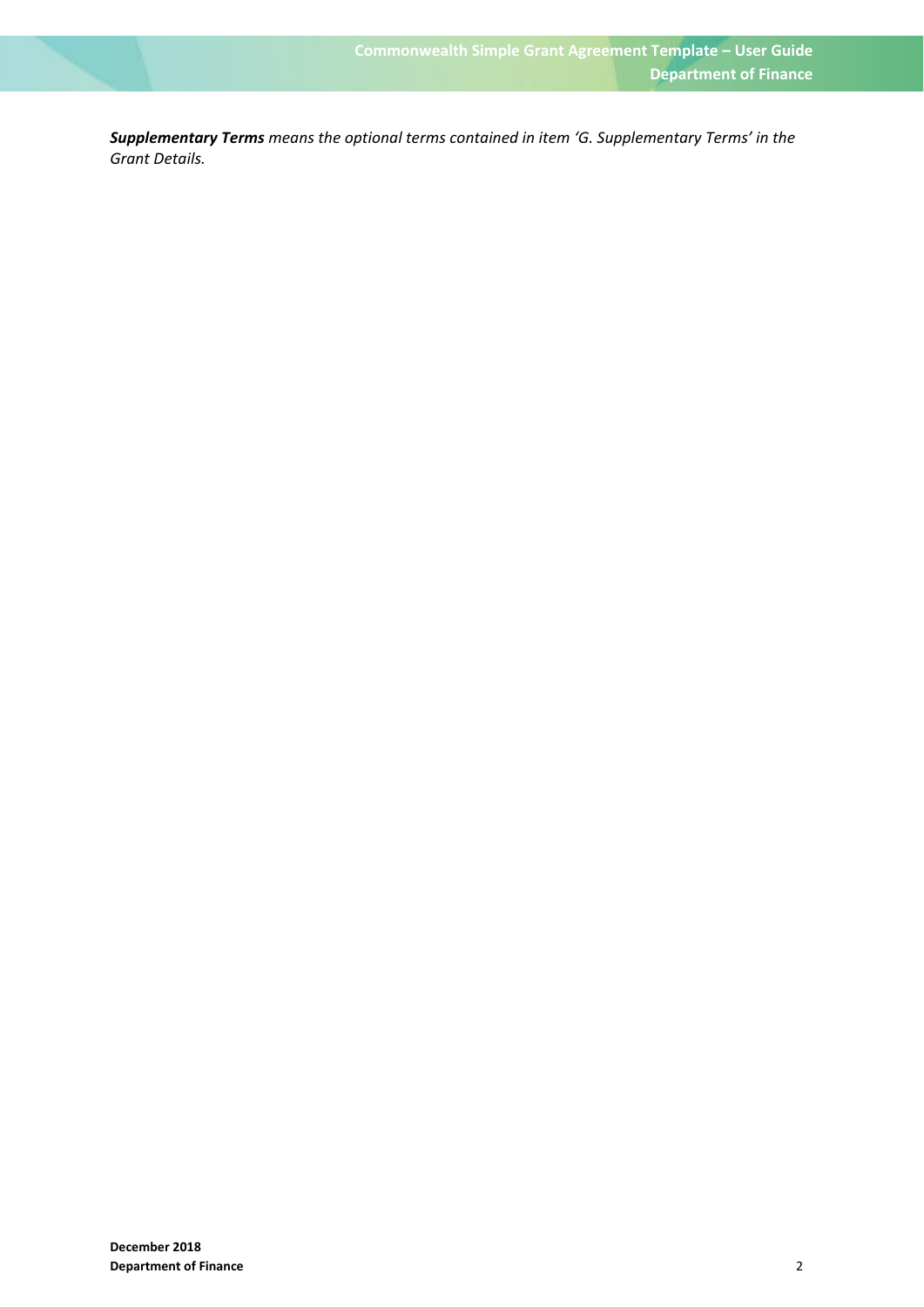***Supplementary Terms** means the optional terms contained in item 'G. Supplementary Terms' in the Grant Details.*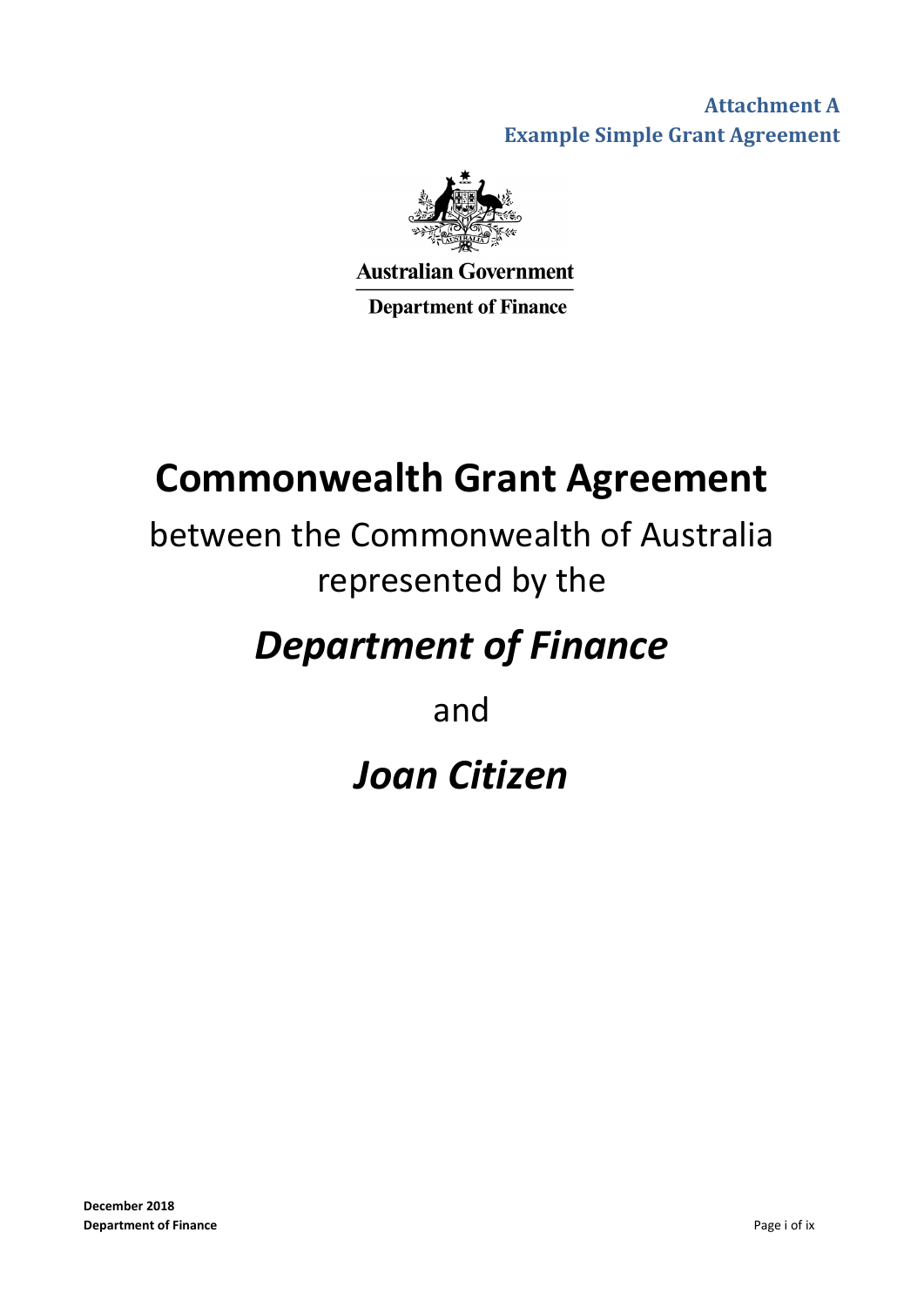**Attachment A**
**Example Simple Grant Agreement**

Australian Government

Department of Finance

# Commonwealth Grant Agreement

between the Commonwealth of Australia represented by the

## *Department of Finance*

and

## *Joan Citizen*

**December 2018**
**Department of Finance**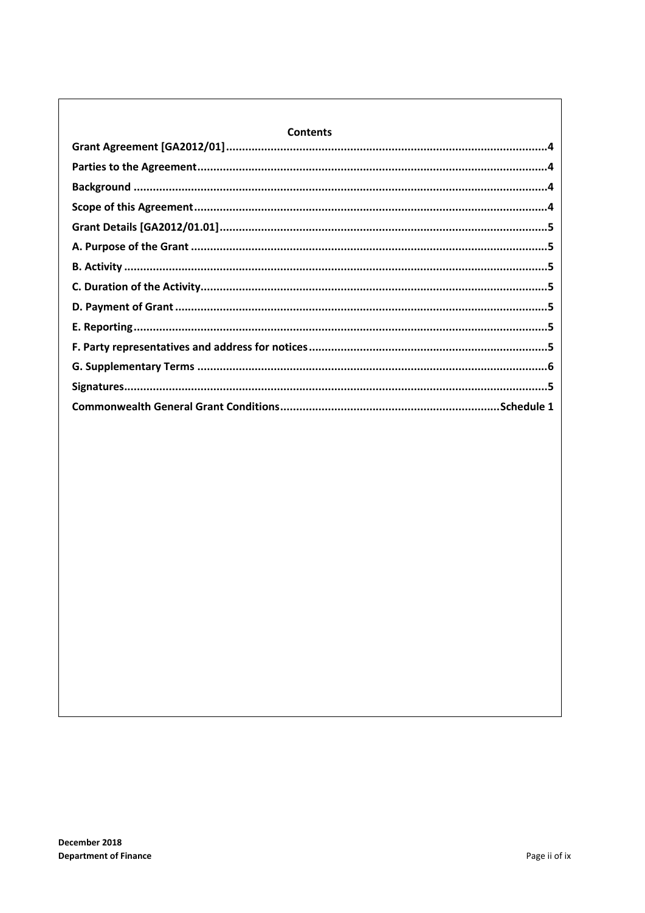**Contents**

**Grant Agreement [GA2012/01]....................................................................................................4**

**Parties to the Agreement...............................................................................................................4**

**Background ...................................................................................................................................4**

**Scope of this Agreement.................................................................................................................4**

**Grant Details [GA2012/01.01]........................................................................................................5**

**A. Purpose of the Grant ................................................................................................................5**

**B. Activity .....................................................................................................................................5**

**C. Duration of the Activity..............................................................................................................5**

**D. Payment of Grant .....................................................................................................................5**

**E. Reporting..................................................................................................................................5**

**F. Party representatives and address for notices............................................................................5**

**G. Supplementary Terms ...............................................................................................................6**

**Signatures.....................................................................................................................................5**

**Commonwealth General Grant Conditions......................................................................Schedule 1**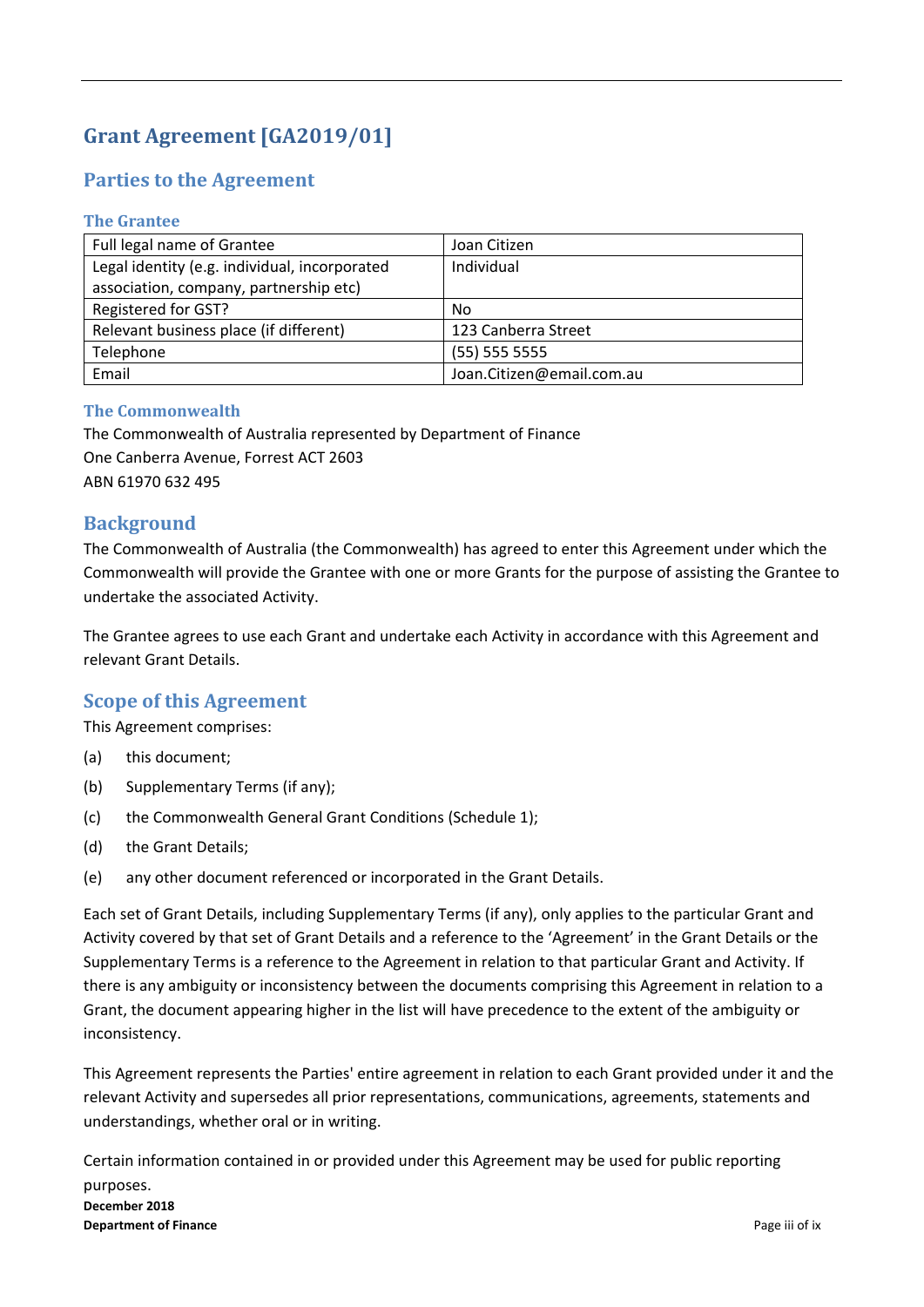# Grant Agreement [GA2019/01]

## Parties to the Agreement

### The Grantee

| Full legal name of Grantee | Joan Citizen |
|---|---|
| Legal identity (e.g. individual, incorporated association, company, partnership etc) | Individual |
| Registered for GST? | No |
| Relevant business place (if different) | 123 Canberra Street |
| Telephone | (55) 555 5555 |
| Email | Joan.Citizen@email.com.au |

### The Commonwealth

The Commonwealth of Australia represented by Department of Finance
One Canberra Avenue, Forrest ACT 2603
ABN 61970 632 495

## Background

The Commonwealth of Australia (the Commonwealth) has agreed to enter this Agreement under which the Commonwealth will provide the Grantee with one or more Grants for the purpose of assisting the Grantee to undertake the associated Activity.

The Grantee agrees to use each Grant and undertake each Activity in accordance with this Agreement and relevant Grant Details.

## Scope of this Agreement

This Agreement comprises:

(a) this document;

(b) Supplementary Terms (if any);

(c) the Commonwealth General Grant Conditions (Schedule 1);

(d) the Grant Details;

(e) any other document referenced or incorporated in the Grant Details.

Each set of Grant Details, including Supplementary Terms (if any), only applies to the particular Grant and Activity covered by that set of Grant Details and a reference to the 'Agreement' in the Grant Details or the Supplementary Terms is a reference to the Agreement in relation to that particular Grant and Activity. If there is any ambiguity or inconsistency between the documents comprising this Agreement in relation to a Grant, the document appearing higher in the list will have precedence to the extent of the ambiguity or inconsistency.

This Agreement represents the Parties' entire agreement in relation to each Grant provided under it and the relevant Activity and supersedes all prior representations, communications, agreements, statements and understandings, whether oral or in writing.

Certain information contained in or provided under this Agreement may be used for public reporting purposes.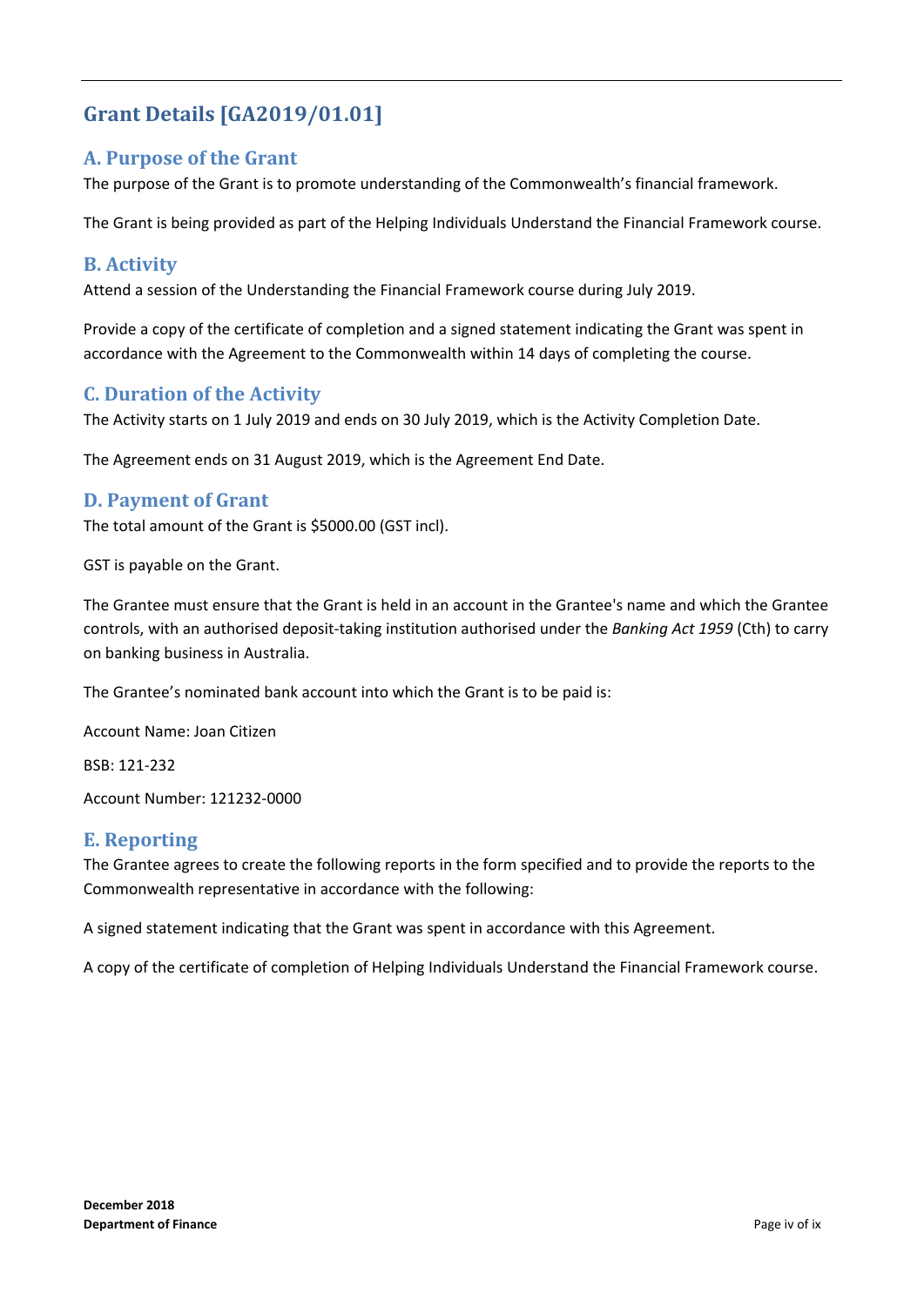## Grant Details [GA2019/01.01]

### A. Purpose of the Grant

The purpose of the Grant is to promote understanding of the Commonwealth's financial framework.

The Grant is being provided as part of the Helping Individuals Understand the Financial Framework course.

### B. Activity

Attend a session of the Understanding the Financial Framework course during July 2019.

Provide a copy of the certificate of completion and a signed statement indicating the Grant was spent in accordance with the Agreement to the Commonwealth within 14 days of completing the course.

### C. Duration of the Activity

The Activity starts on 1 July 2019 and ends on 30 July 2019, which is the Activity Completion Date.

The Agreement ends on 31 August 2019, which is the Agreement End Date.

### D. Payment of Grant

The total amount of the Grant is $5000.00 (GST incl).

GST is payable on the Grant.

The Grantee must ensure that the Grant is held in an account in the Grantee's name and which the Grantee controls, with an authorised deposit-taking institution authorised under the *Banking Act 1959* (Cth) to carry on banking business in Australia.

The Grantee's nominated bank account into which the Grant is to be paid is:

Account Name: Joan Citizen

BSB: 121-232

Account Number: 121232-0000

### E. Reporting

The Grantee agrees to create the following reports in the form specified and to provide the reports to the Commonwealth representative in accordance with the following:

A signed statement indicating that the Grant was spent in accordance with this Agreement.

A copy of the certificate of completion of Helping Individuals Understand the Financial Framework course.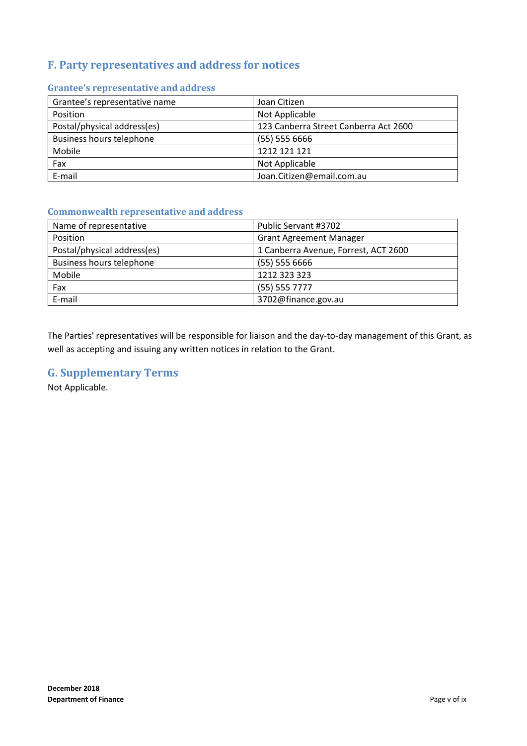## F. Party representatives and address for notices

### Grantee's representative and address

| Grantee's representative name | Joan Citizen |
|---|---|
| Position | Not Applicable |
| Postal/physical address(es) | 123 Canberra Street Canberra Act 2600 |
| Business hours telephone | (55) 555 6666 |
| Mobile | 1212 121 121 |
| Fax | Not Applicable |
| E-mail | Joan.Citizen@email.com.au |

### Commonwealth representative and address

| Name of representative | Public Servant #3702 |
|---|---|
| Position | Grant Agreement Manager |
| Postal/physical address(es) | 1 Canberra Avenue, Forrest, ACT 2600 |
| Business hours telephone | (55) 555 6666 |
| Mobile | 1212 323 323 |
| Fax | (55) 555 7777 |
| E-mail | 3702@finance.gov.au |

The Parties' representatives will be responsible for liaison and the day-to-day management of this Grant, as well as accepting and issuing any written notices in relation to the Grant.

## G. Supplementary Terms

Not Applicable.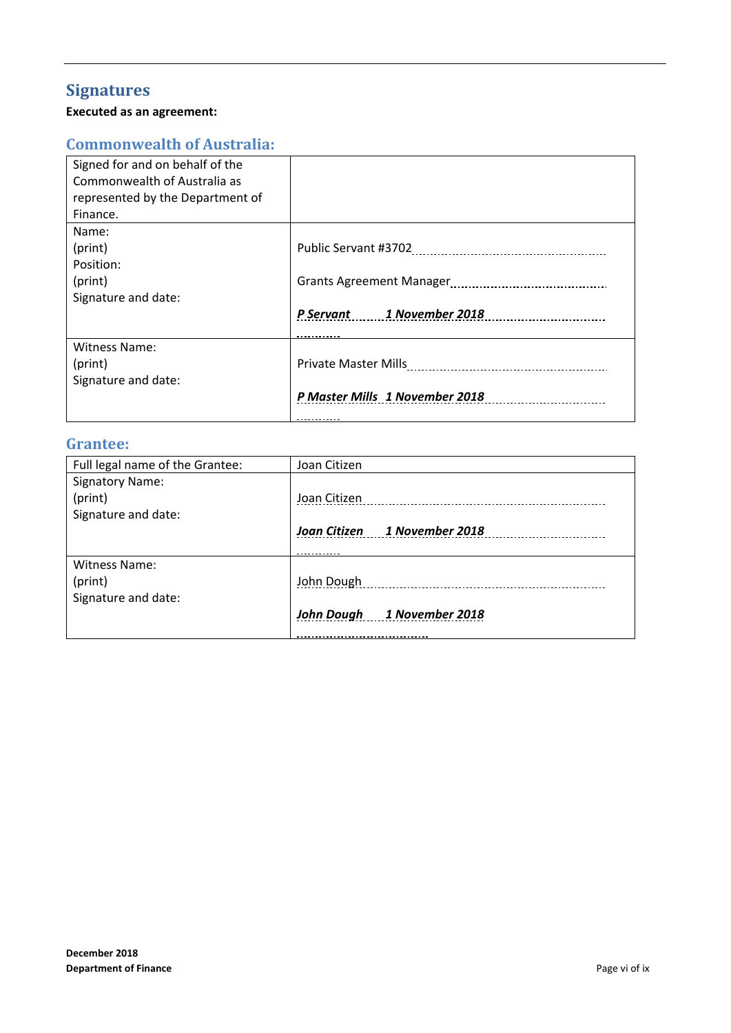# Signatures

**Executed as an agreement:**

## Commonwealth of Australia:

| Signed for and on behalf of the Commonwealth of Australia as represented by the Department of Finance. | |
|---|---|
| Name:<br>(print)<br>Position:<br>(print)<br>Signature and date: | Public Servant #3702<br><br>Grants Agreement Manager<br><br>***P Servant 1 November 2018*** |
| Witness Name:<br>(print)<br>Signature and date: | Private Master Mills<br><br>***P Master Mills 1 November 2018*** |

## Grantee:

| Full legal name of the Grantee: | Joan Citizen |
|---|---|
| Signatory Name:<br>(print)<br>Signature and date: | Joan Citizen<br><br>***Joan Citizen 1 November 2018*** |
| Witness Name:<br>(print)<br>Signature and date: | John Dough<br><br>***John Dough 1 November 2018*** |

**December 2018**
**Department of Finance**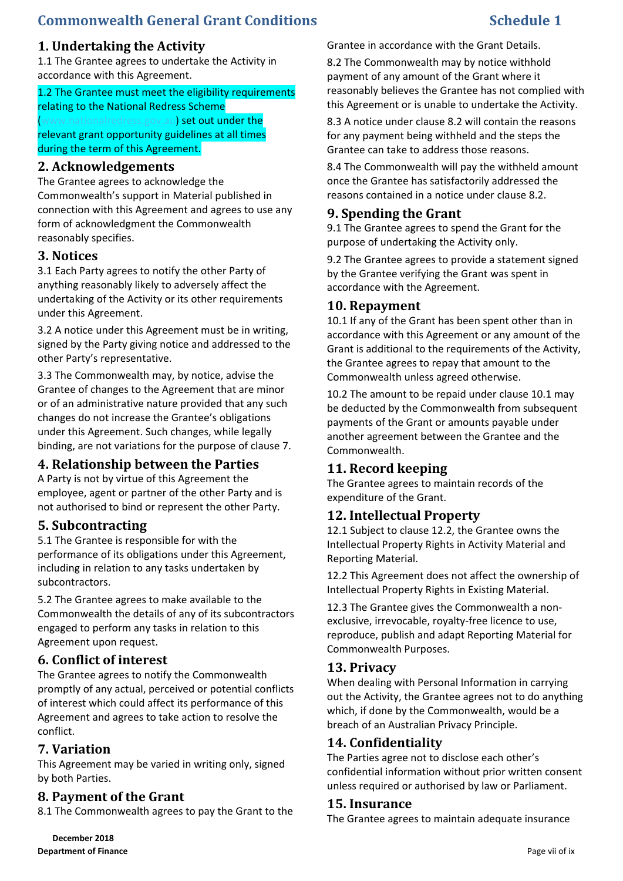# Commonwealth General Grant Conditions

## 1. Undertaking the Activity

1.1 The Grantee agrees to undertake the Activity in accordance with this Agreement.

1.2 The Grantee must meet the eligibility requirements relating to the National Redress Scheme (www.nationalredress.gov.au) set out under the relevant grant opportunity guidelines at all times during the term of this Agreement.

## 2. Acknowledgements

The Grantee agrees to acknowledge the Commonwealth's support in Material published in connection with this Agreement and agrees to use any form of acknowledgment the Commonwealth reasonably specifies.

## 3. Notices

3.1 Each Party agrees to notify the other Party of anything reasonably likely to adversely affect the undertaking of the Activity or its other requirements under this Agreement.

3.2 A notice under this Agreement must be in writing, signed by the Party giving notice and addressed to the other Party's representative.

3.3 The Commonwealth may, by notice, advise the Grantee of changes to the Agreement that are minor or of an administrative nature provided that any such changes do not increase the Grantee's obligations under this Agreement. Such changes, while legally binding, are not variations for the purpose of clause 7.

## 4. Relationship between the Parties

A Party is not by virtue of this Agreement the employee, agent or partner of the other Party and is not authorised to bind or represent the other Party.

## 5. Subcontracting

5.1 The Grantee is responsible for with the performance of its obligations under this Agreement, including in relation to any tasks undertaken by subcontractors.

5.2 The Grantee agrees to make available to the Commonwealth the details of any of its subcontractors engaged to perform any tasks in relation to this Agreement upon request.

## 6. Conflict of interest

The Grantee agrees to notify the Commonwealth promptly of any actual, perceived or potential conflicts of interest which could affect its performance of this Agreement and agrees to take action to resolve the conflict.

## 7. Variation

This Agreement may be varied in writing only, signed by both Parties.

## 8. Payment of the Grant

8.1 The Commonwealth agrees to pay the Grant to the Grantee in accordance with the Grant Details.

8.2 The Commonwealth may by notice withhold payment of any amount of the Grant where it reasonably believes the Grantee has not complied with this Agreement or is unable to undertake the Activity.

8.3 A notice under clause 8.2 will contain the reasons for any payment being withheld and the steps the Grantee can take to address those reasons.

8.4 The Commonwealth will pay the withheld amount once the Grantee has satisfactorily addressed the reasons contained in a notice under clause 8.2.

## 9. Spending the Grant

9.1 The Grantee agrees to spend the Grant for the purpose of undertaking the Activity only.

9.2 The Grantee agrees to provide a statement signed by the Grantee verifying the Grant was spent in accordance with the Agreement.

## 10. Repayment

10.1 If any of the Grant has been spent other than in accordance with this Agreement or any amount of the Grant is additional to the requirements of the Activity, the Grantee agrees to repay that amount to the Commonwealth unless agreed otherwise.

10.2 The amount to be repaid under clause 10.1 may be deducted by the Commonwealth from subsequent payments of the Grant or amounts payable under another agreement between the Grantee and the Commonwealth.

## 11. Record keeping

The Grantee agrees to maintain records of the expenditure of the Grant.

## 12. Intellectual Property

12.1 Subject to clause 12.2, the Grantee owns the Intellectual Property Rights in Activity Material and Reporting Material.

12.2 This Agreement does not affect the ownership of Intellectual Property Rights in Existing Material.

12.3 The Grantee gives the Commonwealth a non-exclusive, irrevocable, royalty-free licence to use, reproduce, publish and adapt Reporting Material for Commonwealth Purposes.

## 13. Privacy

When dealing with Personal Information in carrying out the Activity, the Grantee agrees not to do anything which, if done by the Commonwealth, would be a breach of an Australian Privacy Principle.

## 14. Confidentiality

The Parties agree not to disclose each other's confidential information without prior written consent unless required or authorised by law or Parliament.

## 15. Insurance

The Grantee agrees to maintain adequate insurance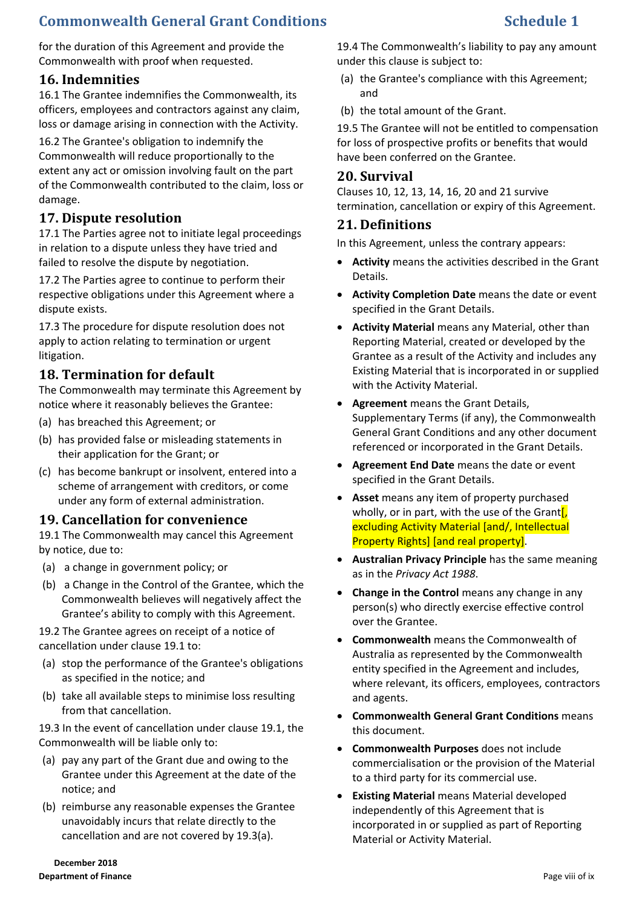for the duration of this Agreement and provide the Commonwealth with proof when requested.

## 16. Indemnities

16.1 The Grantee indemnifies the Commonwealth, its officers, employees and contractors against any claim, loss or damage arising in connection with the Activity.

16.2 The Grantee's obligation to indemnify the Commonwealth will reduce proportionally to the extent any act or omission involving fault on the part of the Commonwealth contributed to the claim, loss or damage.

## 17. Dispute resolution

17.1 The Parties agree not to initiate legal proceedings in relation to a dispute unless they have tried and failed to resolve the dispute by negotiation.

17.2 The Parties agree to continue to perform their respective obligations under this Agreement where a dispute exists.

17.3 The procedure for dispute resolution does not apply to action relating to termination or urgent litigation.

## 18. Termination for default

The Commonwealth may terminate this Agreement by notice where it reasonably believes the Grantee:

(a) has breached this Agreement; or

(b) has provided false or misleading statements in their application for the Grant; or

(c) has become bankrupt or insolvent, entered into a scheme of arrangement with creditors, or come under any form of external administration.

## 19. Cancellation for convenience

19.1 The Commonwealth may cancel this Agreement by notice, due to:

(a) a change in government policy; or

(b) a Change in the Control of the Grantee, which the Commonwealth believes will negatively affect the Grantee's ability to comply with this Agreement.

19.2 The Grantee agrees on receipt of a notice of cancellation under clause 19.1 to:

(a) stop the performance of the Grantee's obligations as specified in the notice; and

(b) take all available steps to minimise loss resulting from that cancellation.

19.3 In the event of cancellation under clause 19.1, the Commonwealth will be liable only to:

(a) pay any part of the Grant due and owing to the Grantee under this Agreement at the date of the notice; and

(b) reimburse any reasonable expenses the Grantee unavoidably incurs that relate directly to the cancellation and are not covered by 19.3(a).

19.4 The Commonwealth's liability to pay any amount under this clause is subject to:

(a) the Grantee's compliance with this Agreement; and

(b) the total amount of the Grant.

19.5 The Grantee will not be entitled to compensation for loss of prospective profits or benefits that would have been conferred on the Grantee.

## 20. Survival

Clauses 10, 12, 13, 14, 16, 20 and 21 survive termination, cancellation or expiry of this Agreement.

## 21. Definitions

In this Agreement, unless the contrary appears:

- **Activity** means the activities described in the Grant Details.
- **Activity Completion Date** means the date or event specified in the Grant Details.
- **Activity Material** means any Material, other than Reporting Material, created or developed by the Grantee as a result of the Activity and includes any Existing Material that is incorporated in or supplied with the Activity Material.
- **Agreement** means the Grant Details, Supplementary Terms (if any), the Commonwealth General Grant Conditions and any other document referenced or incorporated in the Grant Details.
- **Agreement End Date** means the date or event specified in the Grant Details.
- **Asset** means any item of property purchased wholly, or in part, with the use of the Grant[, excluding Activity Material [and/, Intellectual Property Rights] [and real property].
- **Australian Privacy Principle** has the same meaning as in the *Privacy Act 1988*.
- **Change in the Control** means any change in any person(s) who directly exercise effective control over the Grantee.
- **Commonwealth** means the Commonwealth of Australia as represented by the Commonwealth entity specified in the Agreement and includes, where relevant, its officers, employees, contractors and agents.
- **Commonwealth General Grant Conditions** means this document.
- **Commonwealth Purposes** does not include commercialisation or the provision of the Material to a third party for its commercial use.
- **Existing Material** means Material developed independently of this Agreement that is incorporated in or supplied as part of Reporting Material or Activity Material.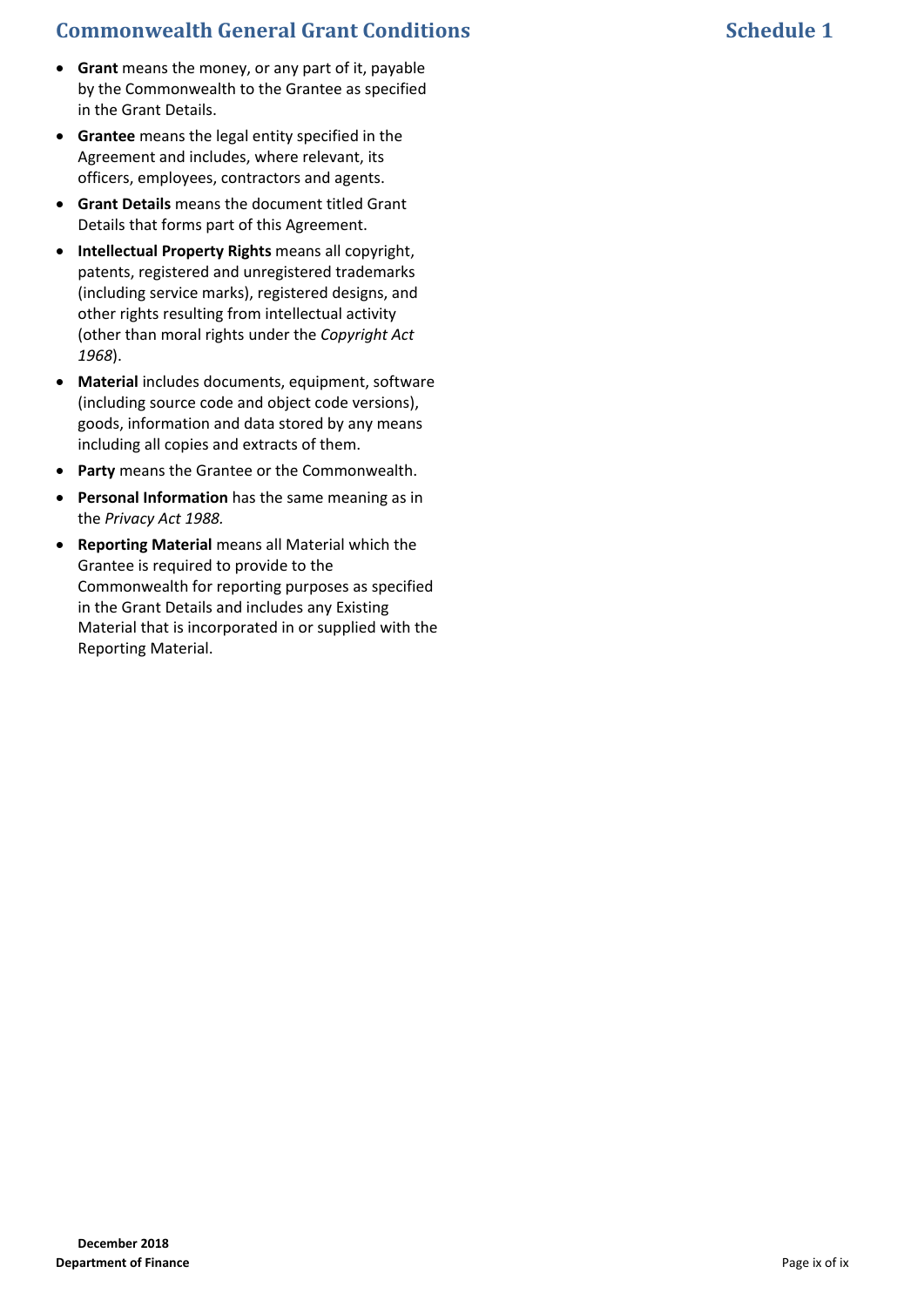- **Grant** means the money, or any part of it, payable by the Commonwealth to the Grantee as specified in the Grant Details.
- **Grantee** means the legal entity specified in the Agreement and includes, where relevant, its officers, employees, contractors and agents.
- **Grant Details** means the document titled Grant Details that forms part of this Agreement.
- **Intellectual Property Rights** means all copyright, patents, registered and unregistered trademarks (including service marks), registered designs, and other rights resulting from intellectual activity (other than moral rights under the *Copyright Act 1968*).
- **Material** includes documents, equipment, software (including source code and object code versions), goods, information and data stored by any means including all copies and extracts of them.
- **Party** means the Grantee or the Commonwealth.
- **Personal Information** has the same meaning as in the *Privacy Act 1988.*
- **Reporting Material** means all Material which the Grantee is required to provide to the Commonwealth for reporting purposes as specified in the Grant Details and includes any Existing Material that is incorporated in or supplied with the Reporting Material.